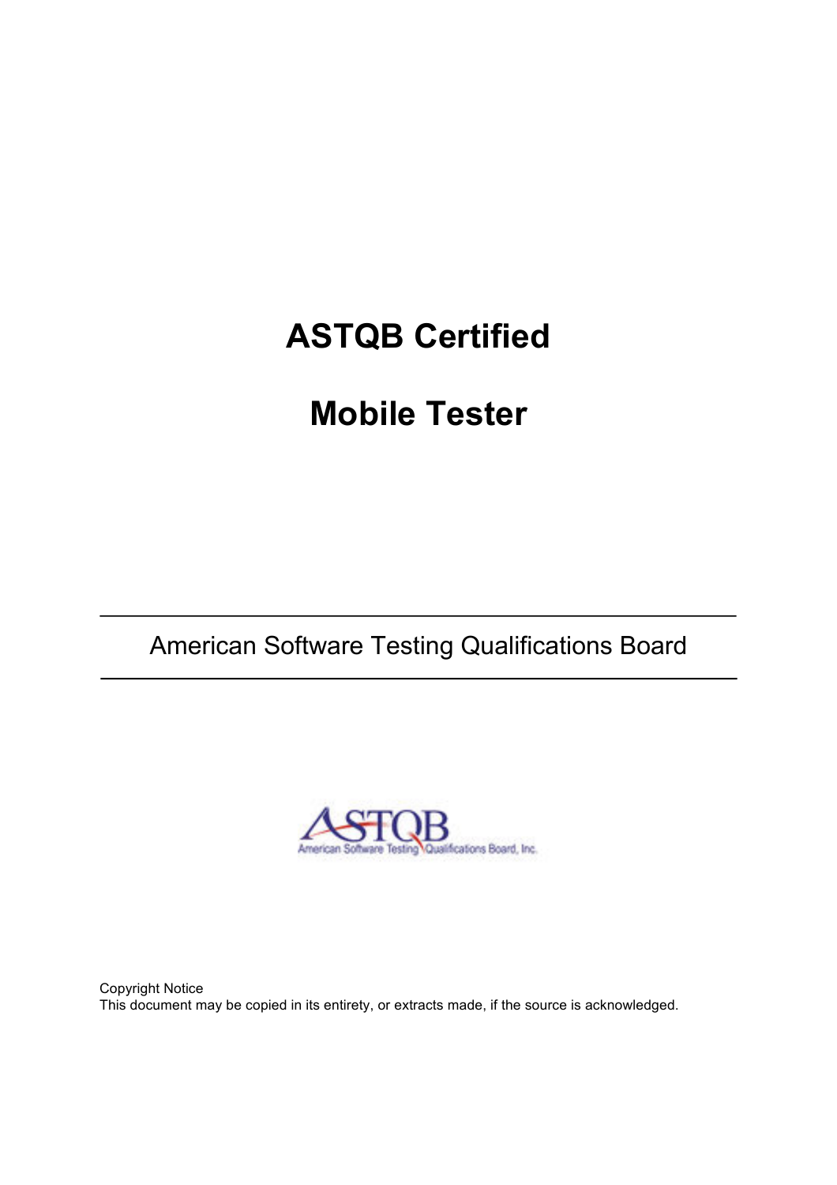# ASTQB Certified

# Mobile Tester

American Software Testing Qualifications Board

Copyright Notice
This document may be copied in its entirety, or extracts made, if the source is acknowledged.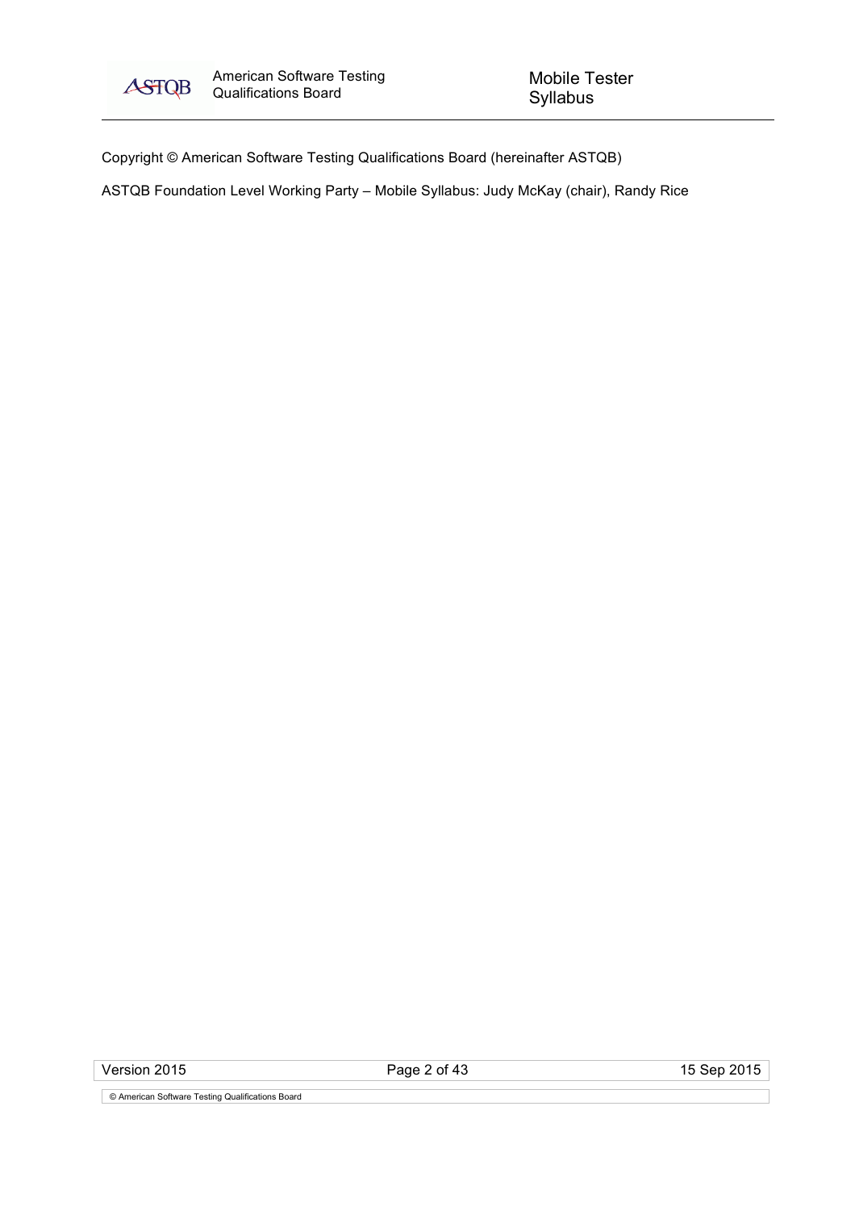Copyright © American Software Testing Qualifications Board (hereinafter ASTQB)

ASTQB Foundation Level Working Party – Mobile Syllabus: Judy McKay (chair), Randy Rice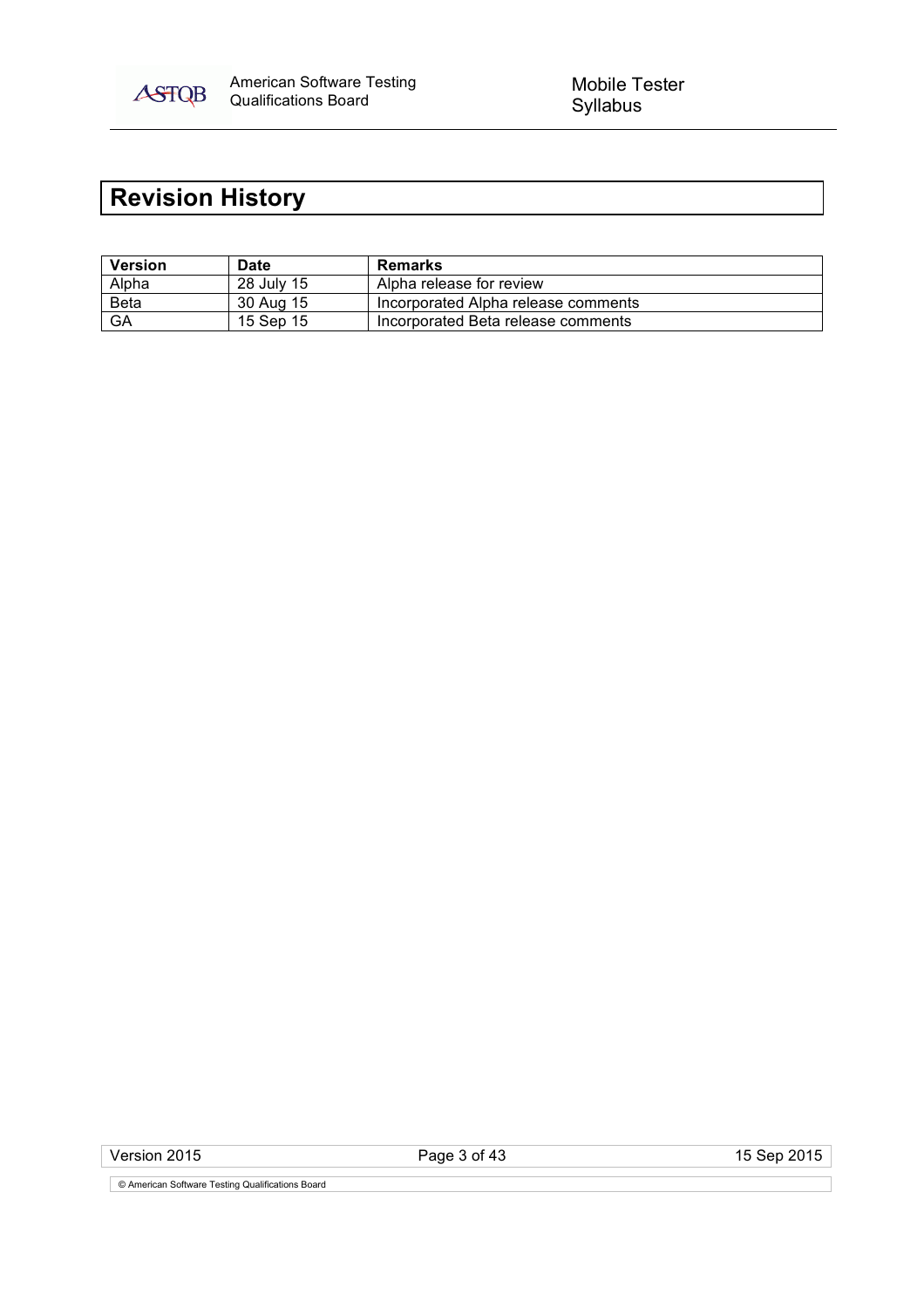# Revision History

| Version | Date | Remarks |
| --- | --- | --- |
| Alpha | 28 July 15 | Alpha release for review |
| Beta | 30 Aug 15 | Incorporated Alpha release comments |
| GA | 15 Sep 15 | Incorporated Beta release comments |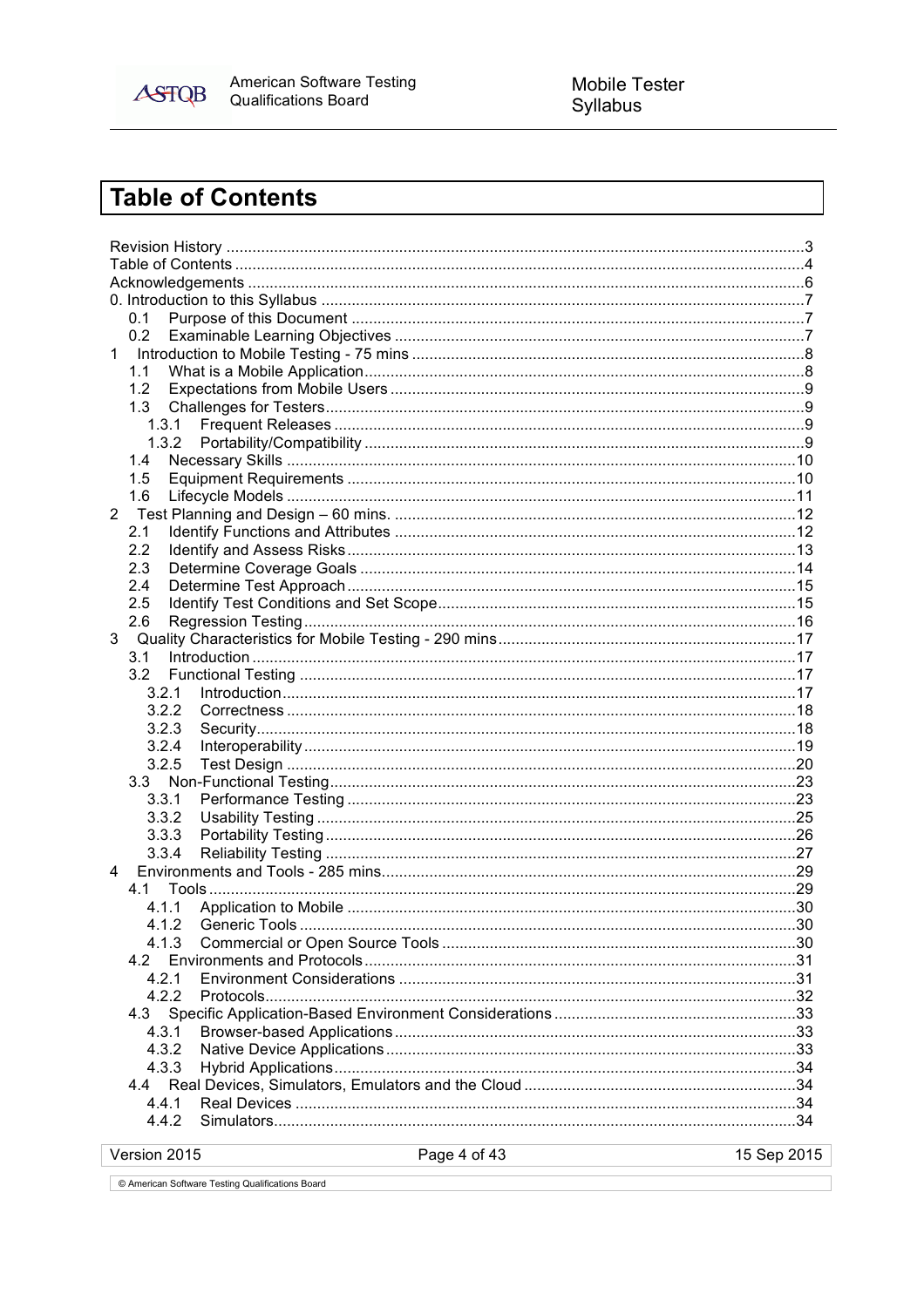# Table of Contents

Revision History ....................................................................................................................................3
Table of Contents ...................................................................................................................................4
Acknowledgements .................................................................................................................................6
0. Introduction to this Syllabus ................................................................................................................7
- 0.1 Purpose of this Document .........................................................................................................7
- 0.2 Examinable Learning Objectives ...............................................................................................7

1 Introduction to Mobile Testing - 75 mins ...........................................................................................8
- 1.1 What is a Mobile Application.......................................................................................................8
- 1.2 Expectations from Mobile Users ................................................................................................9
- 1.3 Challenges for Testers...............................................................................................................9
  - 1.3.1 Frequent Releases ............................................................................................................9
  - 1.3.2 Portability/Compatibility .....................................................................................................9
- 1.4 Necessary Skills .......................................................................................................................10
- 1.5 Equipment Requirements .........................................................................................................10
- 1.6 Lifecycle Models .......................................................................................................................11

2 Test Planning and Design – 60 mins. ..............................................................................................12
- 2.1 Identify Functions and Attributes ..............................................................................................12
- 2.2 Identify and Assess Risks.........................................................................................................13
- 2.3 Determine Coverage Goals ......................................................................................................14
- 2.4 Determine Test Approach.........................................................................................................15
- 2.5 Identify Test Conditions and Set Scope....................................................................................15
- 2.6 Regression Testing...................................................................................................................16

3 Quality Characteristics for Mobile Testing - 290 mins......................................................................17
- 3.1 Introduction ...............................................................................................................................17
- 3.2 Functional Testing ....................................................................................................................17
  - 3.2.1 Introduction.......................................................................................................................17
  - 3.2.2 Correctness .....................................................................................................................18
  - 3.2.3 Security............................................................................................................................18
  - 3.2.4 Interoperability..................................................................................................................19
  - 3.2.5 Test Design ......................................................................................................................20
- 3.3 Non-Functional Testing.............................................................................................................23
  - 3.3.1 Performance Testing ........................................................................................................23
  - 3.3.2 Usability Testing ...............................................................................................................25
  - 3.3.3 Portability Testing.............................................................................................................26
  - 3.3.4 Reliability Testing .............................................................................................................27

4 Environments and Tools - 285 mins.................................................................................................29
- 4.1 Tools .........................................................................................................................................29
  - 4.1.1 Application to Mobile ........................................................................................................30
  - 4.1.2 Generic Tools ...................................................................................................................30
  - 4.1.3 Commercial or Open Source Tools ..................................................................................30
- 4.2 Environments and Protocols.....................................................................................................31
  - 4.2.1 Environment Considerations ............................................................................................31
  - 4.2.2 Protocols...........................................................................................................................32
- 4.3 Specific Application-Based Environment Considerations .........................................................33
  - 4.3.1 Browser-based Applications.............................................................................................33
  - 4.3.2 Native Device Applications...............................................................................................33
  - 4.3.3 Hybrid Applications...........................................................................................................34
- 4.4 Real Devices, Simulators, Emulators and the Cloud ................................................................34
  - 4.4.1 Real Devices ....................................................................................................................34
  - 4.4.2 Simulators.........................................................................................................................34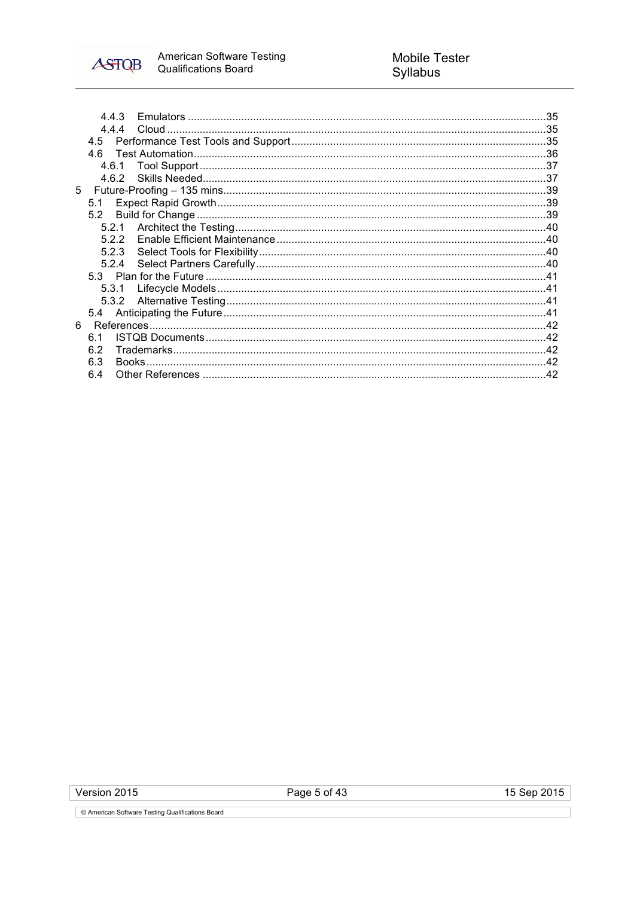4.4.3 Emulators .......................................................................................................................35
4.4.4 Cloud ..............................................................................................................................35
4.5 Performance Test Tools and Support ....................................................................................35
4.6 Test Automation.....................................................................................................................36
4.6.1 Tool Support ...................................................................................................................37
4.6.2 Skills Needed..................................................................................................................37
5 Future-Proofing – 135 mins...........................................................................................................39
5.1 Expect Rapid Growth .............................................................................................................39
5.2 Build for Change ....................................................................................................................39
5.2.1 Architect the Testing.......................................................................................................40
5.2.2 Enable Efficient Maintenance .........................................................................................40
5.2.3 Select Tools for Flexibility...............................................................................................40
5.2.4 Select Partners Carefully................................................................................................40
5.3 Plan for the Future .................................................................................................................41
5.3.1 Lifecycle Models .............................................................................................................41
5.3.2 Alternative Testing..........................................................................................................41
5.4 Anticipating the Future...........................................................................................................41
6 References...................................................................................................................................42
6.1 ISTQB Documents.................................................................................................................42
6.2 Trademarks............................................................................................................................42
6.3 Books.....................................................................................................................................42
6.4 Other References ..................................................................................................................42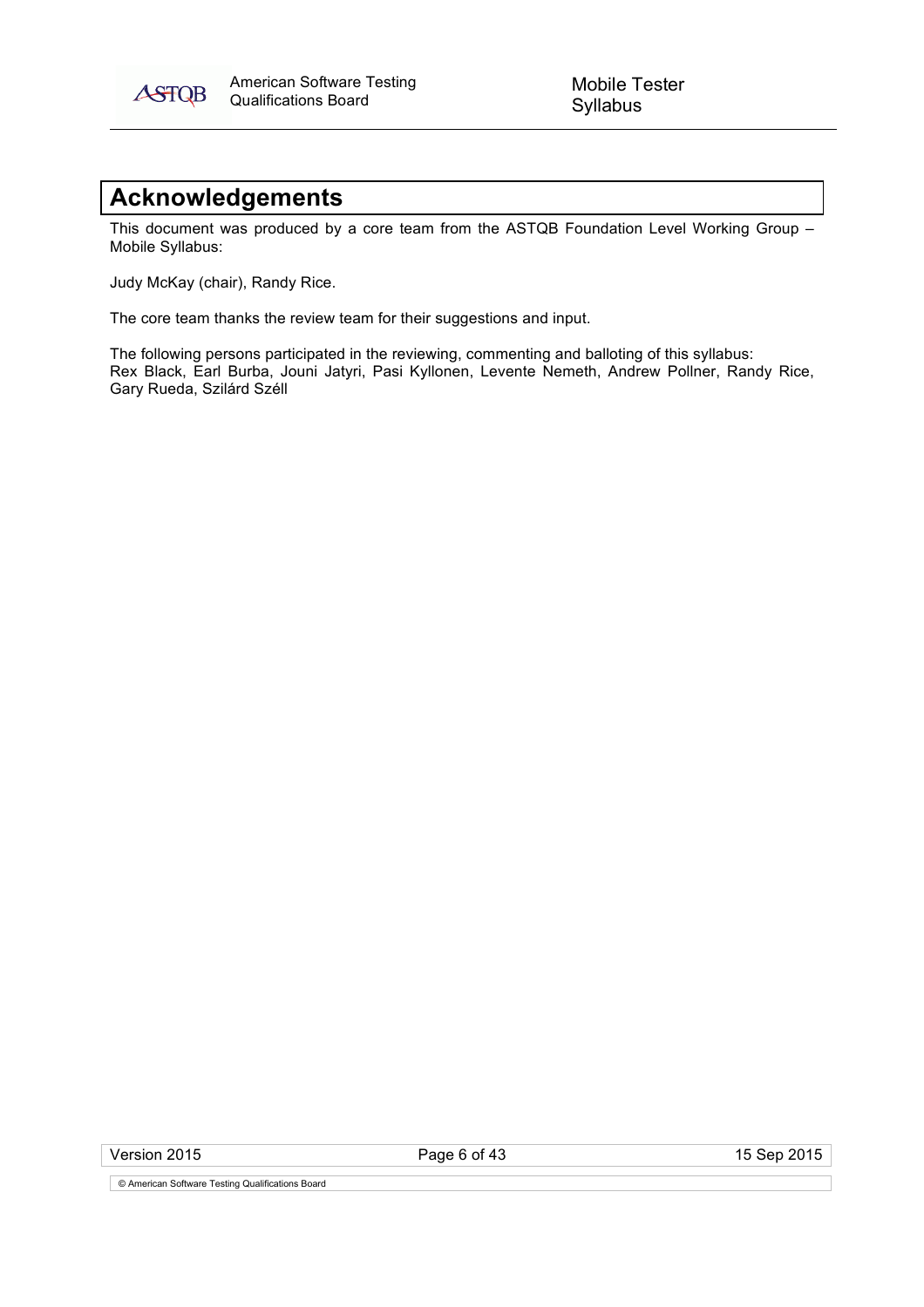# Acknowledgements

This document was produced by a core team from the ASTQB Foundation Level Working Group – Mobile Syllabus:

Judy McKay (chair), Randy Rice.

The core team thanks the review team for their suggestions and input.

The following persons participated in the reviewing, commenting and balloting of this syllabus:
Rex Black, Earl Burba, Jouni Jatyri, Pasi Kyllonen, Levente Nemeth, Andrew Pollner, Randy Rice, Gary Rueda, Szilárd Széll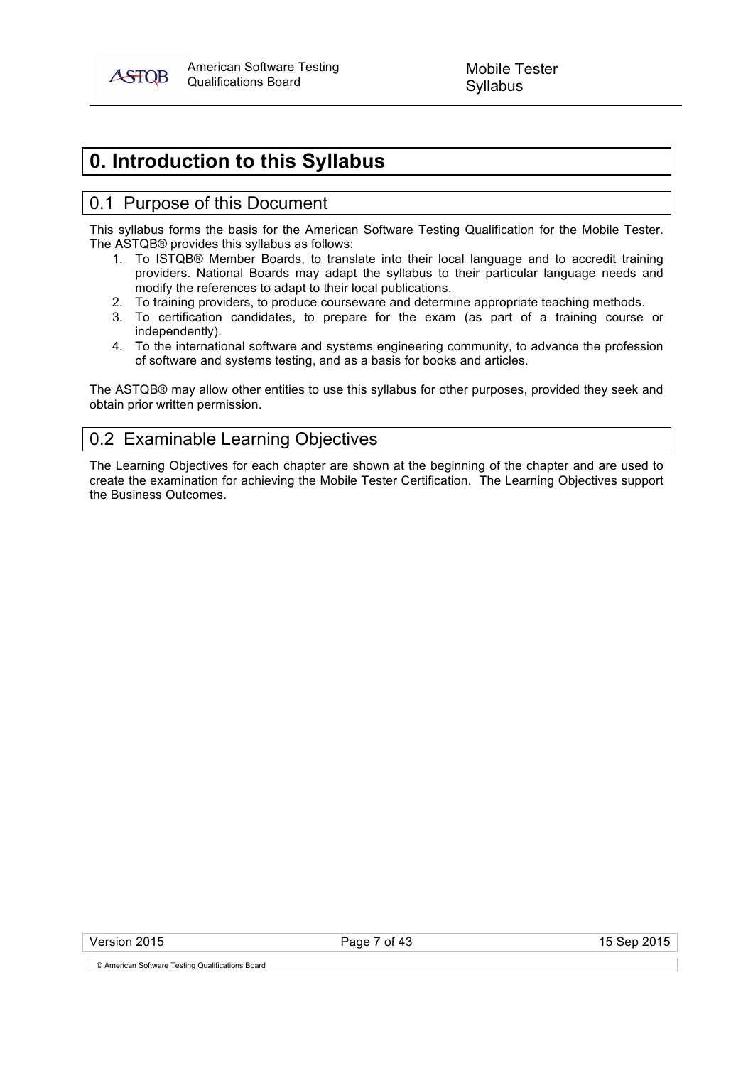# 0. Introduction to this Syllabus

## 0.1 Purpose of this Document

This syllabus forms the basis for the American Software Testing Qualification for the Mobile Tester. The ASTQB® provides this syllabus as follows:

1. To ISTQB® Member Boards, to translate into their local language and to accredit training providers. National Boards may adapt the syllabus to their particular language needs and modify the references to adapt to their local publications.
2. To training providers, to produce courseware and determine appropriate teaching methods.
3. To certification candidates, to prepare for the exam (as part of a training course or independently).
4. To the international software and systems engineering community, to advance the profession of software and systems testing, and as a basis for books and articles.

The ASTQB® may allow other entities to use this syllabus for other purposes, provided they seek and obtain prior written permission.

## 0.2 Examinable Learning Objectives

The Learning Objectives for each chapter are shown at the beginning of the chapter and are used to create the examination for achieving the Mobile Tester Certification. The Learning Objectives support the Business Outcomes.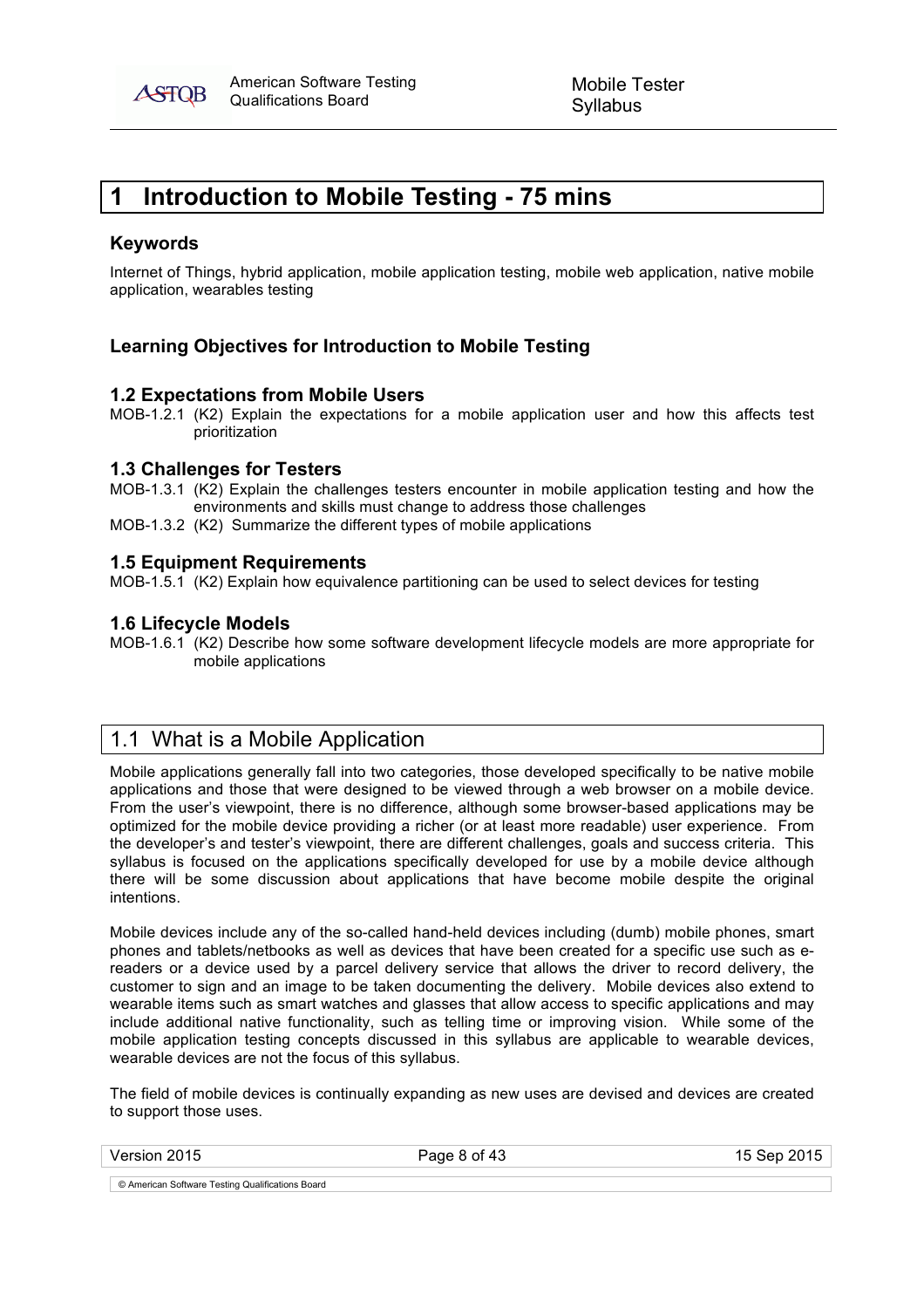# 1 Introduction to Mobile Testing - 75 mins

### Keywords

Internet of Things, hybrid application, mobile application testing, mobile web application, native mobile application, wearables testing

### Learning Objectives for Introduction to Mobile Testing

#### 1.2 Expectations from Mobile Users

MOB-1.2.1 (K2) Explain the expectations for a mobile application user and how this affects test prioritization

#### 1.3 Challenges for Testers

MOB-1.3.1 (K2) Explain the challenges testers encounter in mobile application testing and how the environments and skills must change to address those challenges

MOB-1.3.2 (K2) Summarize the different types of mobile applications

#### 1.5 Equipment Requirements

MOB-1.5.1 (K2) Explain how equivalence partitioning can be used to select devices for testing

#### 1.6 Lifecycle Models

MOB-1.6.1 (K2) Describe how some software development lifecycle models are more appropriate for mobile applications

## 1.1 What is a Mobile Application

Mobile applications generally fall into two categories, those developed specifically to be native mobile applications and those that were designed to be viewed through a web browser on a mobile device. From the user's viewpoint, there is no difference, although some browser-based applications may be optimized for the mobile device providing a richer (or at least more readable) user experience. From the developer's and tester's viewpoint, there are different challenges, goals and success criteria. This syllabus is focused on the applications specifically developed for use by a mobile device although there will be some discussion about applications that have become mobile despite the original intentions.

Mobile devices include any of the so-called hand-held devices including (dumb) mobile phones, smart phones and tablets/netbooks as well as devices that have been created for a specific use such as e-readers or a device used by a parcel delivery service that allows the driver to record delivery, the customer to sign and an image to be taken documenting the delivery. Mobile devices also extend to wearable items such as smart watches and glasses that allow access to specific applications and may include additional native functionality, such as telling time or improving vision. While some of the mobile application testing concepts discussed in this syllabus are applicable to wearable devices, wearable devices are not the focus of this syllabus.

The field of mobile devices is continually expanding as new uses are devised and devices are created to support those uses.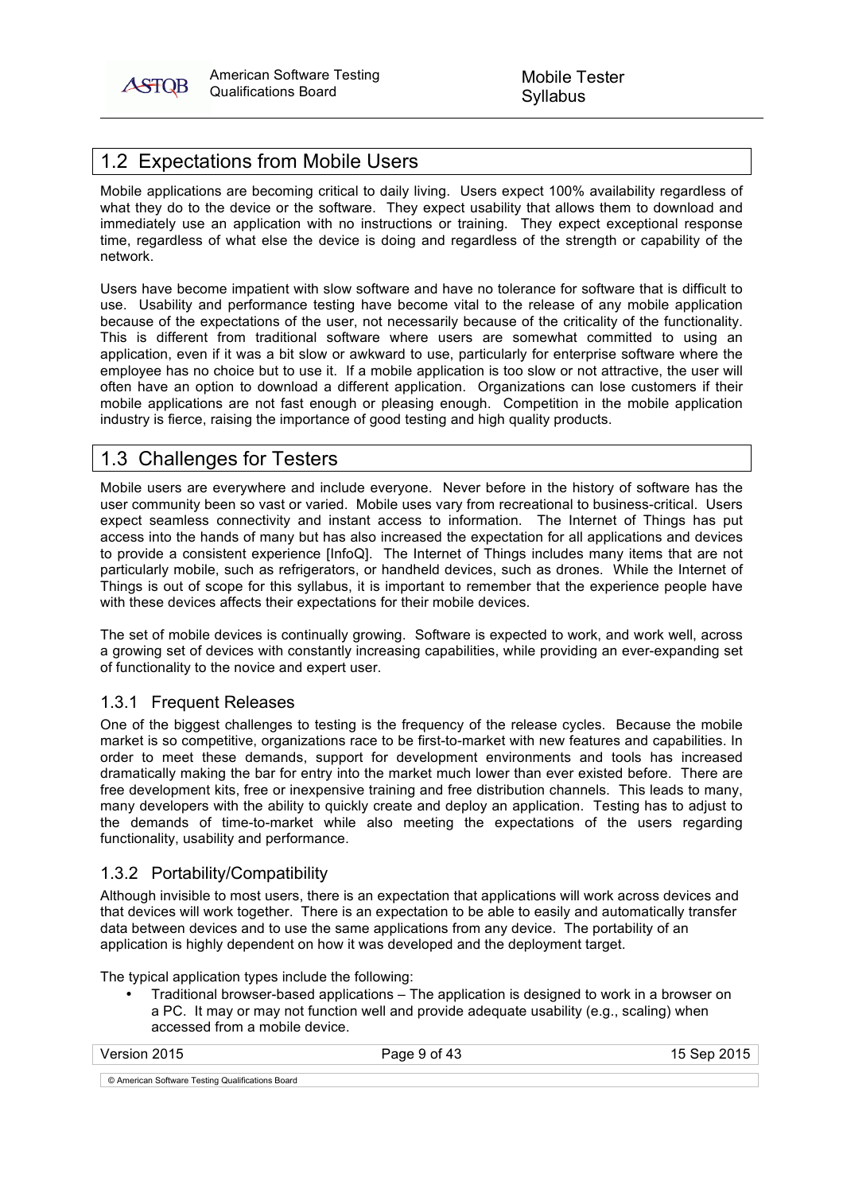## 1.2 Expectations from Mobile Users

Mobile applications are becoming critical to daily living. Users expect 100% availability regardless of what they do to the device or the software. They expect usability that allows them to download and immediately use an application with no instructions or training. They expect exceptional response time, regardless of what else the device is doing and regardless of the strength or capability of the network.

Users have become impatient with slow software and have no tolerance for software that is difficult to use. Usability and performance testing have become vital to the release of any mobile application because of the expectations of the user, not necessarily because of the criticality of the functionality. This is different from traditional software where users are somewhat committed to using an application, even if it was a bit slow or awkward to use, particularly for enterprise software where the employee has no choice but to use it. If a mobile application is too slow or not attractive, the user will often have an option to download a different application. Organizations can lose customers if their mobile applications are not fast enough or pleasing enough. Competition in the mobile application industry is fierce, raising the importance of good testing and high quality products.

## 1.3 Challenges for Testers

Mobile users are everywhere and include everyone. Never before in the history of software has the user community been so vast or varied. Mobile uses vary from recreational to business-critical. Users expect seamless connectivity and instant access to information. The Internet of Things has put access into the hands of many but has also increased the expectation for all applications and devices to provide a consistent experience [InfoQ]. The Internet of Things includes many items that are not particularly mobile, such as refrigerators, or handheld devices, such as drones. While the Internet of Things is out of scope for this syllabus, it is important to remember that the experience people have with these devices affects their expectations for their mobile devices.

The set of mobile devices is continually growing. Software is expected to work, and work well, across a growing set of devices with constantly increasing capabilities, while providing an ever-expanding set of functionality to the novice and expert user.

### 1.3.1 Frequent Releases

One of the biggest challenges to testing is the frequency of the release cycles. Because the mobile market is so competitive, organizations race to be first-to-market with new features and capabilities. In order to meet these demands, support for development environments and tools has increased dramatically making the bar for entry into the market much lower than ever existed before. There are free development kits, free or inexpensive training and free distribution channels. This leads to many, many developers with the ability to quickly create and deploy an application. Testing has to adjust to the demands of time-to-market while also meeting the expectations of the users regarding functionality, usability and performance.

### 1.3.2 Portability/Compatibility

Although invisible to most users, there is an expectation that applications will work across devices and that devices will work together. There is an expectation to be able to easily and automatically transfer data between devices and to use the same applications from any device. The portability of an application is highly dependent on how it was developed and the deployment target.

The typical application types include the following:

- Traditional browser-based applications – The application is designed to work in a browser on a PC. It may or may not function well and provide adequate usability (e.g., scaling) when accessed from a mobile device.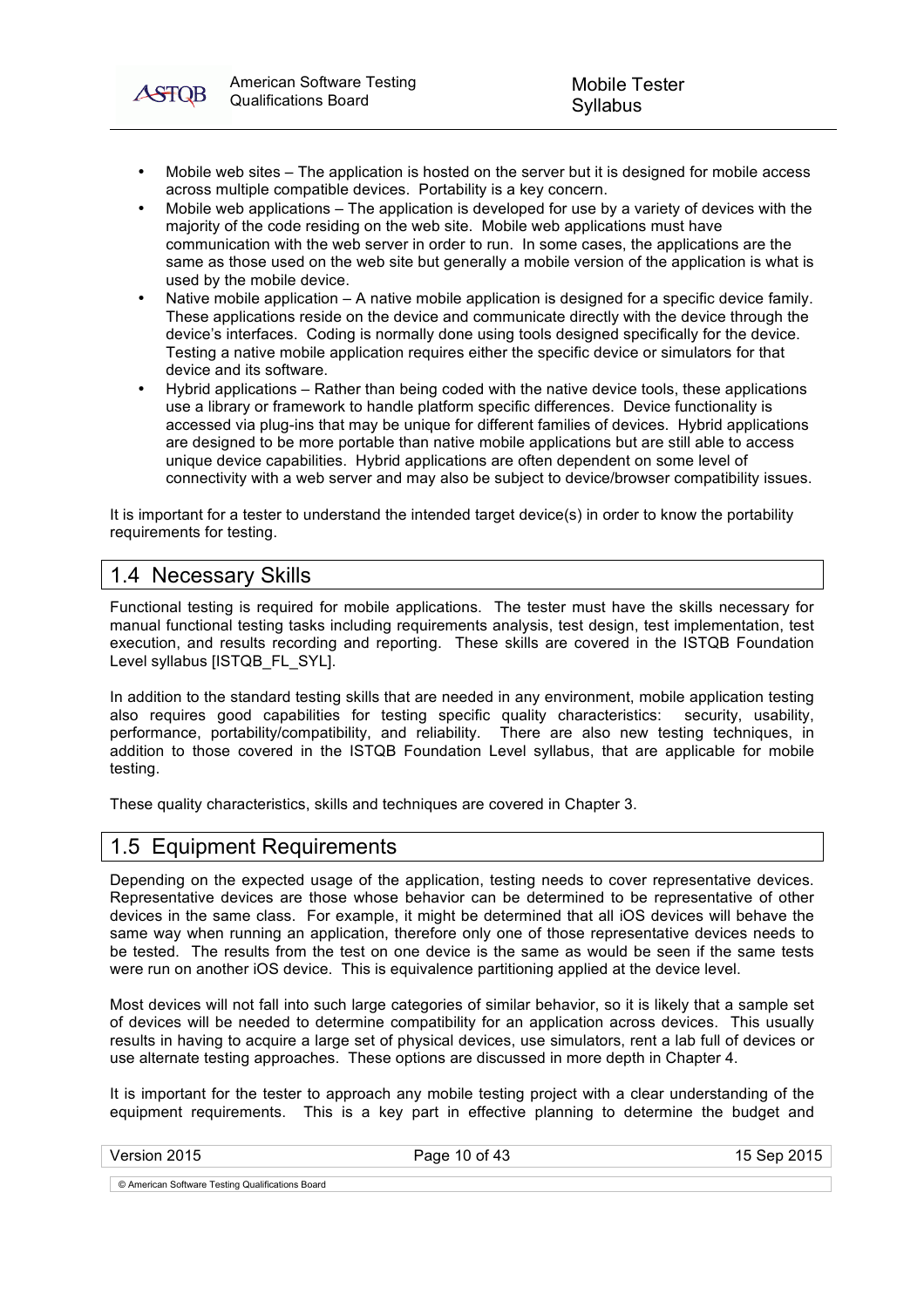- Mobile web sites – The application is hosted on the server but it is designed for mobile access across multiple compatible devices. Portability is a key concern.
- Mobile web applications – The application is developed for use by a variety of devices with the majority of the code residing on the web site. Mobile web applications must have communication with the web server in order to run. In some cases, the applications are the same as those used on the web site but generally a mobile version of the application is what is used by the mobile device.
- Native mobile application – A native mobile application is designed for a specific device family. These applications reside on the device and communicate directly with the device through the device's interfaces. Coding is normally done using tools designed specifically for the device. Testing a native mobile application requires either the specific device or simulators for that device and its software.
- Hybrid applications – Rather than being coded with the native device tools, these applications use a library or framework to handle platform specific differences. Device functionality is accessed via plug-ins that may be unique for different families of devices. Hybrid applications are designed to be more portable than native mobile applications but are still able to access unique device capabilities. Hybrid applications are often dependent on some level of connectivity with a web server and may also be subject to device/browser compatibility issues.

It is important for a tester to understand the intended target device(s) in order to know the portability requirements for testing.

## 1.4 Necessary Skills

Functional testing is required for mobile applications. The tester must have the skills necessary for manual functional testing tasks including requirements analysis, test design, test implementation, test execution, and results recording and reporting. These skills are covered in the ISTQB Foundation Level syllabus [ISTQB_FL_SYL].

In addition to the standard testing skills that are needed in any environment, mobile application testing also requires good capabilities for testing specific quality characteristics: security, usability, performance, portability/compatibility, and reliability. There are also new testing techniques, in addition to those covered in the ISTQB Foundation Level syllabus, that are applicable for mobile testing.

These quality characteristics, skills and techniques are covered in Chapter 3.

## 1.5 Equipment Requirements

Depending on the expected usage of the application, testing needs to cover representative devices. Representative devices are those whose behavior can be determined to be representative of other devices in the same class. For example, it might be determined that all iOS devices will behave the same way when running an application, therefore only one of those representative devices needs to be tested. The results from the test on one device is the same as would be seen if the same tests were run on another iOS device. This is equivalence partitioning applied at the device level.

Most devices will not fall into such large categories of similar behavior, so it is likely that a sample set of devices will be needed to determine compatibility for an application across devices. This usually results in having to acquire a large set of physical devices, use simulators, rent a lab full of devices or use alternate testing approaches. These options are discussed in more depth in Chapter 4.

It is important for the tester to approach any mobile testing project with a clear understanding of the equipment requirements. This is a key part in effective planning to determine the budget and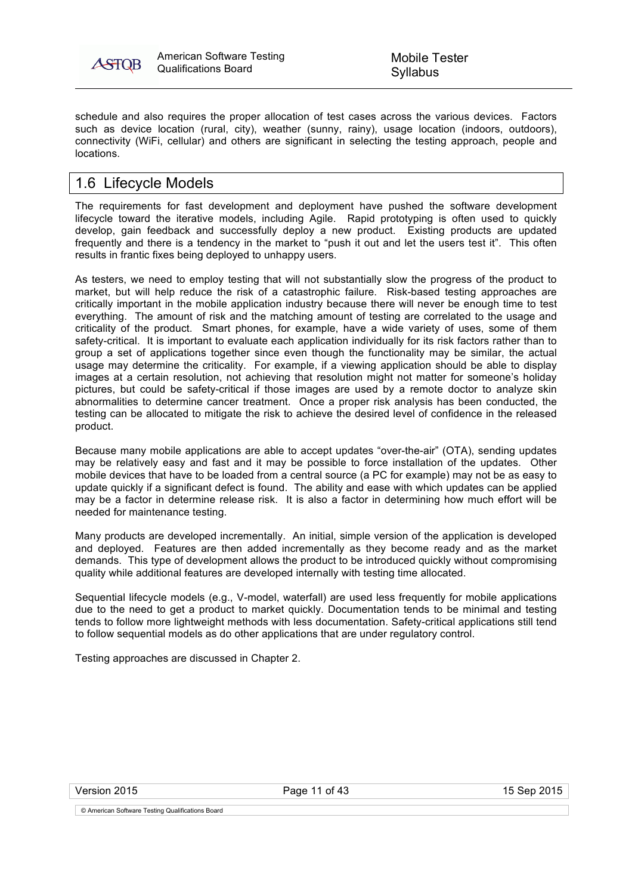schedule and also requires the proper allocation of test cases across the various devices. Factors such as device location (rural, city), weather (sunny, rainy), usage location (indoors, outdoors), connectivity (WiFi, cellular) and others are significant in selecting the testing approach, people and locations.

## 1.6 Lifecycle Models

The requirements for fast development and deployment have pushed the software development lifecycle toward the iterative models, including Agile. Rapid prototyping is often used to quickly develop, gain feedback and successfully deploy a new product. Existing products are updated frequently and there is a tendency in the market to "push it out and let the users test it". This often results in frantic fixes being deployed to unhappy users.

As testers, we need to employ testing that will not substantially slow the progress of the product to market, but will help reduce the risk of a catastrophic failure. Risk-based testing approaches are critically important in the mobile application industry because there will never be enough time to test everything. The amount of risk and the matching amount of testing are correlated to the usage and criticality of the product. Smart phones, for example, have a wide variety of uses, some of them safety-critical. It is important to evaluate each application individually for its risk factors rather than to group a set of applications together since even though the functionality may be similar, the actual usage may determine the criticality. For example, if a viewing application should be able to display images at a certain resolution, not achieving that resolution might not matter for someone's holiday pictures, but could be safety-critical if those images are used by a remote doctor to analyze skin abnormalities to determine cancer treatment. Once a proper risk analysis has been conducted, the testing can be allocated to mitigate the risk to achieve the desired level of confidence in the released product.

Because many mobile applications are able to accept updates "over-the-air" (OTA), sending updates may be relatively easy and fast and it may be possible to force installation of the updates. Other mobile devices that have to be loaded from a central source (a PC for example) may not be as easy to update quickly if a significant defect is found. The ability and ease with which updates can be applied may be a factor in determine release risk. It is also a factor in determining how much effort will be needed for maintenance testing.

Many products are developed incrementally. An initial, simple version of the application is developed and deployed. Features are then added incrementally as they become ready and as the market demands. This type of development allows the product to be introduced quickly without compromising quality while additional features are developed internally with testing time allocated.

Sequential lifecycle models (e.g., V-model, waterfall) are used less frequently for mobile applications due to the need to get a product to market quickly. Documentation tends to be minimal and testing tends to follow more lightweight methods with less documentation. Safety-critical applications still tend to follow sequential models as do other applications that are under regulatory control.

Testing approaches are discussed in Chapter 2.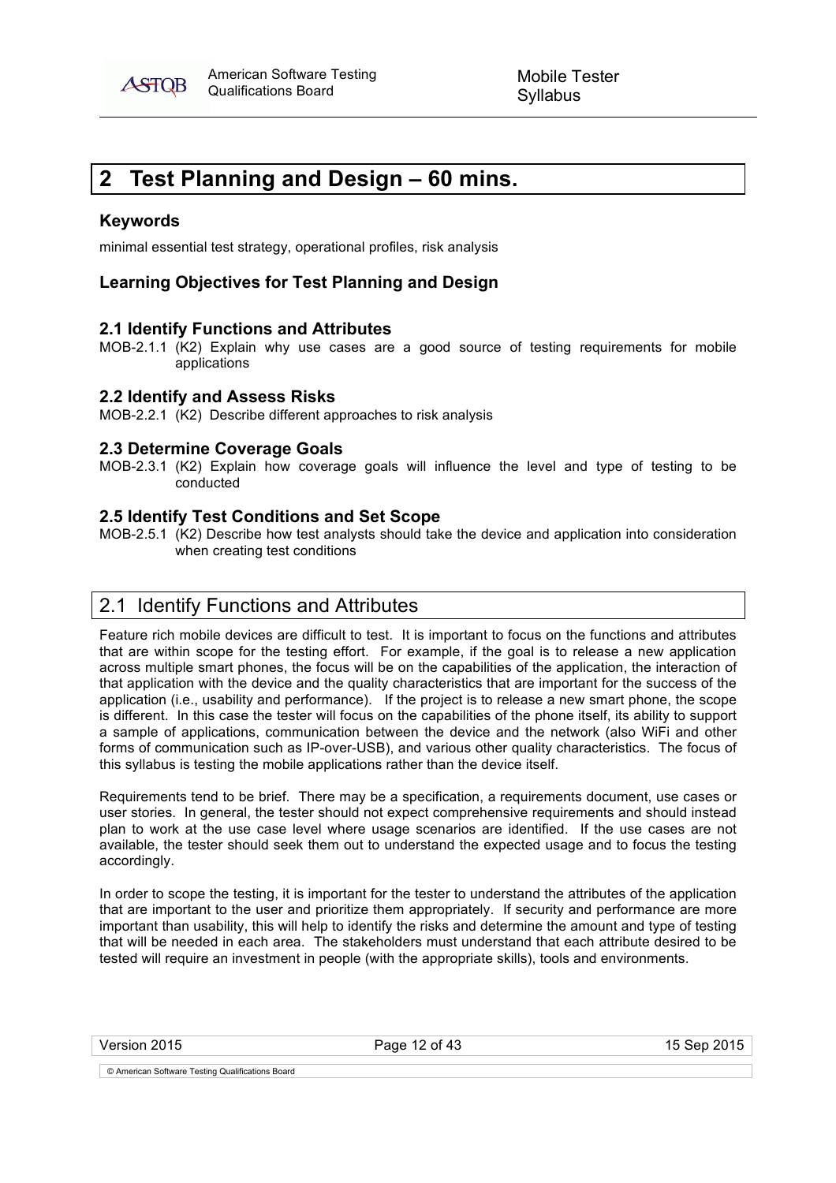# 2 Test Planning and Design – 60 mins.

### Keywords

minimal essential test strategy, operational profiles, risk analysis

### Learning Objectives for Test Planning and Design

#### 2.1 Identify Functions and Attributes

MOB-2.1.1 (K2) Explain why use cases are a good source of testing requirements for mobile applications

#### 2.2 Identify and Assess Risks

MOB-2.2.1 (K2) Describe different approaches to risk analysis

#### 2.3 Determine Coverage Goals

MOB-2.3.1 (K2) Explain how coverage goals will influence the level and type of testing to be conducted

#### 2.5 Identify Test Conditions and Set Scope

MOB-2.5.1 (K2) Describe how test analysts should take the device and application into consideration when creating test conditions

## 2.1 Identify Functions and Attributes

Feature rich mobile devices are difficult to test. It is important to focus on the functions and attributes that are within scope for the testing effort. For example, if the goal is to release a new application across multiple smart phones, the focus will be on the capabilities of the application, the interaction of that application with the device and the quality characteristics that are important for the success of the application (i.e., usability and performance). If the project is to release a new smart phone, the scope is different. In this case the tester will focus on the capabilities of the phone itself, its ability to support a sample of applications, communication between the device and the network (also WiFi and other forms of communication such as IP-over-USB), and various other quality characteristics. The focus of this syllabus is testing the mobile applications rather than the device itself.

Requirements tend to be brief. There may be a specification, a requirements document, use cases or user stories. In general, the tester should not expect comprehensive requirements and should instead plan to work at the use case level where usage scenarios are identified. If the use cases are not available, the tester should seek them out to understand the expected usage and to focus the testing accordingly.

In order to scope the testing, it is important for the tester to understand the attributes of the application that are important to the user and prioritize them appropriately. If security and performance are more important than usability, this will help to identify the risks and determine the amount and type of testing that will be needed in each area. The stakeholders must understand that each attribute desired to be tested will require an investment in people (with the appropriate skills), tools and environments.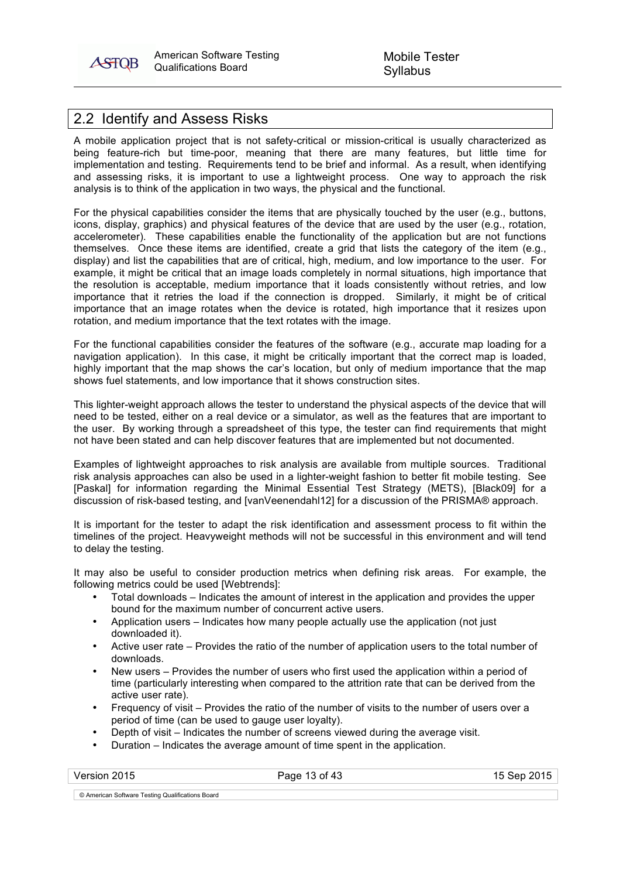## 2.2 Identify and Assess Risks

A mobile application project that is not safety-critical or mission-critical is usually characterized as being feature-rich but time-poor, meaning that there are many features, but little time for implementation and testing. Requirements tend to be brief and informal. As a result, when identifying and assessing risks, it is important to use a lightweight process. One way to approach the risk analysis is to think of the application in two ways, the physical and the functional.

For the physical capabilities consider the items that are physically touched by the user (e.g., buttons, icons, display, graphics) and physical features of the device that are used by the user (e.g., rotation, accelerometer). These capabilities enable the functionality of the application but are not functions themselves. Once these items are identified, create a grid that lists the category of the item (e.g., display) and list the capabilities that are of critical, high, medium, and low importance to the user. For example, it might be critical that an image loads completely in normal situations, high importance that the resolution is acceptable, medium importance that it loads consistently without retries, and low importance that it retries the load if the connection is dropped. Similarly, it might be of critical importance that an image rotates when the device is rotated, high importance that it resizes upon rotation, and medium importance that the text rotates with the image.

For the functional capabilities consider the features of the software (e.g., accurate map loading for a navigation application). In this case, it might be critically important that the correct map is loaded, highly important that the map shows the car's location, but only of medium importance that the map shows fuel statements, and low importance that it shows construction sites.

This lighter-weight approach allows the tester to understand the physical aspects of the device that will need to be tested, either on a real device or a simulator, as well as the features that are important to the user. By working through a spreadsheet of this type, the tester can find requirements that might not have been stated and can help discover features that are implemented but not documented.

Examples of lightweight approaches to risk analysis are available from multiple sources. Traditional risk analysis approaches can also be used in a lighter-weight fashion to better fit mobile testing. See [Paskal] for information regarding the Minimal Essential Test Strategy (METS), [Black09] for a discussion of risk-based testing, and [vanVeenendahl12] for a discussion of the PRISMA® approach.

It is important for the tester to adapt the risk identification and assessment process to fit within the timelines of the project. Heavyweight methods will not be successful in this environment and will tend to delay the testing.

It may also be useful to consider production metrics when defining risk areas. For example, the following metrics could be used [Webtrends]:

- Total downloads – Indicates the amount of interest in the application and provides the upper bound for the maximum number of concurrent active users.
- Application users – Indicates how many people actually use the application (not just downloaded it).
- Active user rate – Provides the ratio of the number of application users to the total number of downloads.
- New users – Provides the number of users who first used the application within a period of time (particularly interesting when compared to the attrition rate that can be derived from the active user rate).
- Frequency of visit – Provides the ratio of the number of visits to the number of users over a period of time (can be used to gauge user loyalty).
- Depth of visit – Indicates the number of screens viewed during the average visit.
- Duration – Indicates the average amount of time spent in the application.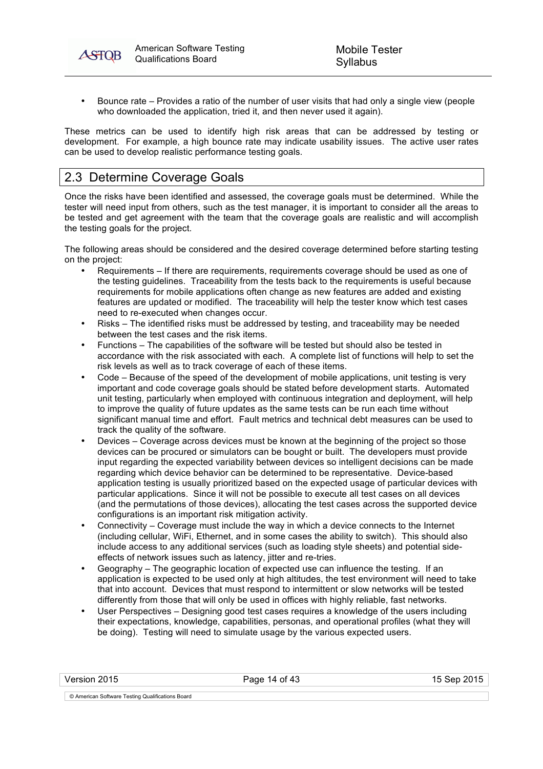- Bounce rate – Provides a ratio of the number of user visits that had only a single view (people who downloaded the application, tried it, and then never used it again).

These metrics can be used to identify high risk areas that can be addressed by testing or development. For example, a high bounce rate may indicate usability issues. The active user rates can be used to develop realistic performance testing goals.

## 2.3 Determine Coverage Goals

Once the risks have been identified and assessed, the coverage goals must be determined. While the tester will need input from others, such as the test manager, it is important to consider all the areas to be tested and get agreement with the team that the coverage goals are realistic and will accomplish the testing goals for the project.

The following areas should be considered and the desired coverage determined before starting testing on the project:

- Requirements – If there are requirements, requirements coverage should be used as one of the testing guidelines. Traceability from the tests back to the requirements is useful because requirements for mobile applications often change as new features are added and existing features are updated or modified. The traceability will help the tester know which test cases need to re-executed when changes occur.
- Risks – The identified risks must be addressed by testing, and traceability may be needed between the test cases and the risk items.
- Functions – The capabilities of the software will be tested but should also be tested in accordance with the risk associated with each. A complete list of functions will help to set the risk levels as well as to track coverage of each of these items.
- Code – Because of the speed of the development of mobile applications, unit testing is very important and code coverage goals should be stated before development starts. Automated unit testing, particularly when employed with continuous integration and deployment, will help to improve the quality of future updates as the same tests can be run each time without significant manual time and effort. Fault metrics and technical debt measures can be used to track the quality of the software.
- Devices – Coverage across devices must be known at the beginning of the project so those devices can be procured or simulators can be bought or built. The developers must provide input regarding the expected variability between devices so intelligent decisions can be made regarding which device behavior can be determined to be representative. Device-based application testing is usually prioritized based on the expected usage of particular devices with particular applications. Since it will not be possible to execute all test cases on all devices (and the permutations of those devices), allocating the test cases across the supported device configurations is an important risk mitigation activity.
- Connectivity – Coverage must include the way in which a device connects to the Internet (including cellular, WiFi, Ethernet, and in some cases the ability to switch). This should also include access to any additional services (such as loading style sheets) and potential side-effects of network issues such as latency, jitter and re-tries.
- Geography – The geographic location of expected use can influence the testing. If an application is expected to be used only at high altitudes, the test environment will need to take that into account. Devices that must respond to intermittent or slow networks will be tested differently from those that will only be used in offices with highly reliable, fast networks.
- User Perspectives – Designing good test cases requires a knowledge of the users including their expectations, knowledge, capabilities, personas, and operational profiles (what they will be doing). Testing will need to simulate usage by the various expected users.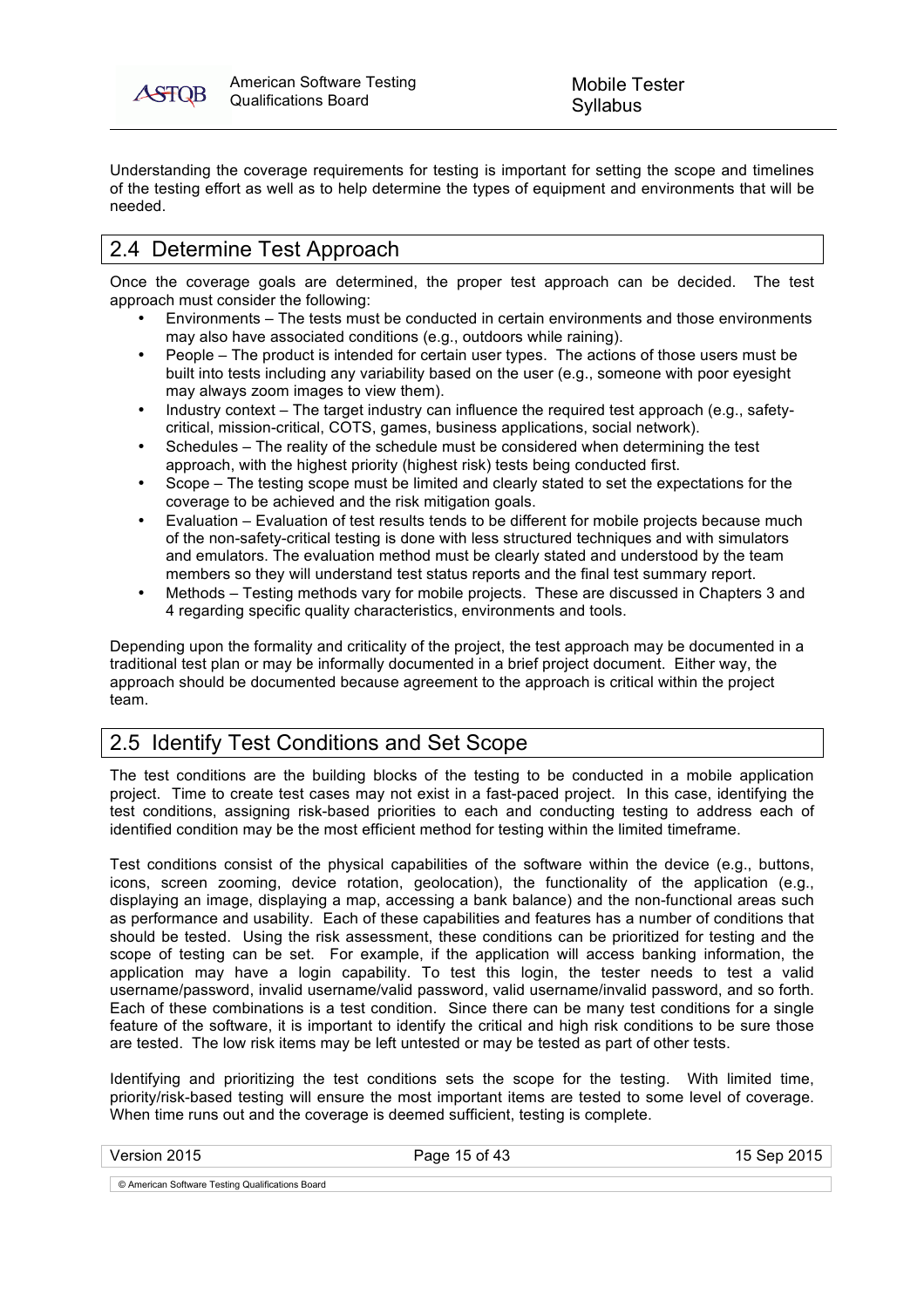Understanding the coverage requirements for testing is important for setting the scope and timelines of the testing effort as well as to help determine the types of equipment and environments that will be needed.

## 2.4 Determine Test Approach

Once the coverage goals are determined, the proper test approach can be decided. The test approach must consider the following:

- Environments – The tests must be conducted in certain environments and those environments may also have associated conditions (e.g., outdoors while raining).
- People – The product is intended for certain user types. The actions of those users must be built into tests including any variability based on the user (e.g., someone with poor eyesight may always zoom images to view them).
- Industry context – The target industry can influence the required test approach (e.g., safety-critical, mission-critical, COTS, games, business applications, social network).
- Schedules – The reality of the schedule must be considered when determining the test approach, with the highest priority (highest risk) tests being conducted first.
- Scope – The testing scope must be limited and clearly stated to set the expectations for the coverage to be achieved and the risk mitigation goals.
- Evaluation – Evaluation of test results tends to be different for mobile projects because much of the non-safety-critical testing is done with less structured techniques and with simulators and emulators. The evaluation method must be clearly stated and understood by the team members so they will understand test status reports and the final test summary report.
- Methods – Testing methods vary for mobile projects. These are discussed in Chapters 3 and 4 regarding specific quality characteristics, environments and tools.

Depending upon the formality and criticality of the project, the test approach may be documented in a traditional test plan or may be informally documented in a brief project document. Either way, the approach should be documented because agreement to the approach is critical within the project team.

## 2.5 Identify Test Conditions and Set Scope

The test conditions are the building blocks of the testing to be conducted in a mobile application project. Time to create test cases may not exist in a fast-paced project. In this case, identifying the test conditions, assigning risk-based priorities to each and conducting testing to address each of identified condition may be the most efficient method for testing within the limited timeframe.

Test conditions consist of the physical capabilities of the software within the device (e.g., buttons, icons, screen zooming, device rotation, geolocation), the functionality of the application (e.g., displaying an image, displaying a map, accessing a bank balance) and the non-functional areas such as performance and usability. Each of these capabilities and features has a number of conditions that should be tested. Using the risk assessment, these conditions can be prioritized for testing and the scope of testing can be set. For example, if the application will access banking information, the application may have a login capability. To test this login, the tester needs to test a valid username/password, invalid username/valid password, valid username/invalid password, and so forth. Each of these combinations is a test condition. Since there can be many test conditions for a single feature of the software, it is important to identify the critical and high risk conditions to be sure those are tested. The low risk items may be left untested or may be tested as part of other tests.

Identifying and prioritizing the test conditions sets the scope for the testing. With limited time, priority/risk-based testing will ensure the most important items are tested to some level of coverage. When time runs out and the coverage is deemed sufficient, testing is complete.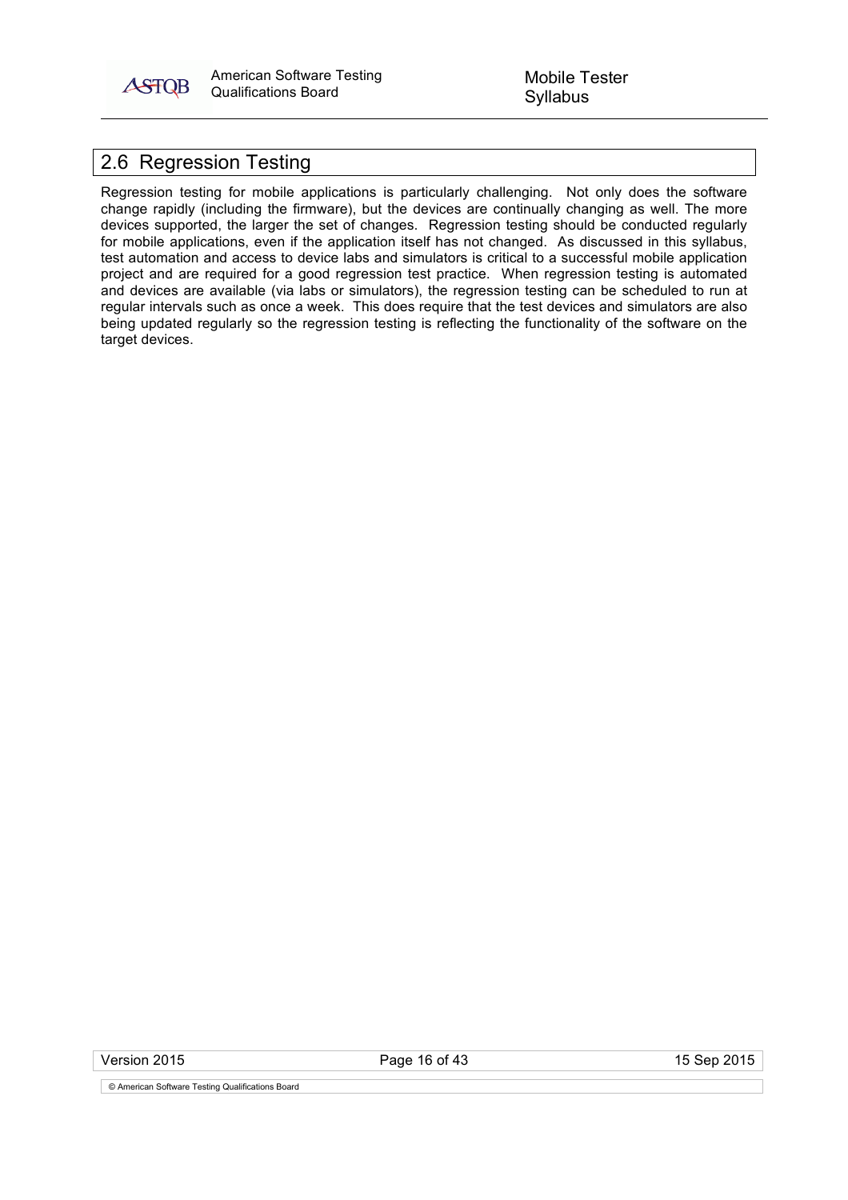## 2.6 Regression Testing

Regression testing for mobile applications is particularly challenging. Not only does the software change rapidly (including the firmware), but the devices are continually changing as well. The more devices supported, the larger the set of changes. Regression testing should be conducted regularly for mobile applications, even if the application itself has not changed. As discussed in this syllabus, test automation and access to device labs and simulators is critical to a successful mobile application project and are required for a good regression test practice. When regression testing is automated and devices are available (via labs or simulators), the regression testing can be scheduled to run at regular intervals such as once a week. This does require that the test devices and simulators are also being updated regularly so the regression testing is reflecting the functionality of the software on the target devices.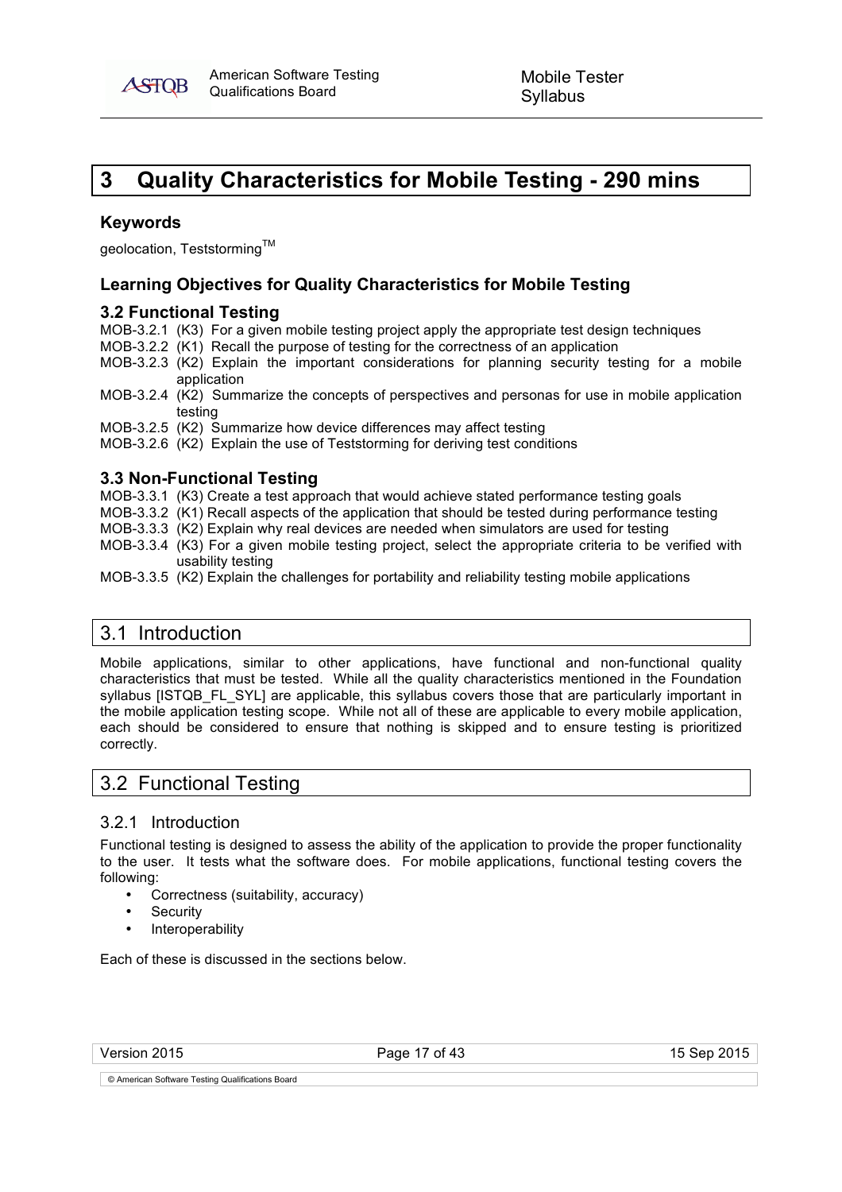# 3 Quality Characteristics for Mobile Testing - 290 mins

### Keywords

geolocation, Teststorming™

### Learning Objectives for Quality Characteristics for Mobile Testing

#### 3.2 Functional Testing

MOB-3.2.1 (K3) For a given mobile testing project apply the appropriate test design techniques
MOB-3.2.2 (K1) Recall the purpose of testing for the correctness of an application
MOB-3.2.3 (K2) Explain the important considerations for planning security testing for a mobile application
MOB-3.2.4 (K2) Summarize the concepts of perspectives and personas for use in mobile application testing
MOB-3.2.5 (K2) Summarize how device differences may affect testing
MOB-3.2.6 (K2) Explain the use of Teststorming for deriving test conditions

#### 3.3 Non-Functional Testing

MOB-3.3.1 (K3) Create a test approach that would achieve stated performance testing goals
MOB-3.3.2 (K1) Recall aspects of the application that should be tested during performance testing
MOB-3.3.3 (K2) Explain why real devices are needed when simulators are used for testing
MOB-3.3.4 (K3) For a given mobile testing project, select the appropriate criteria to be verified with usability testing
MOB-3.3.5 (K2) Explain the challenges for portability and reliability testing mobile applications

## 3.1 Introduction

Mobile applications, similar to other applications, have functional and non-functional quality characteristics that must be tested. While all the quality characteristics mentioned in the Foundation syllabus [ISTQB_FL_SYL] are applicable, this syllabus covers those that are particularly important in the mobile application testing scope. While not all of these are applicable to every mobile application, each should be considered to ensure that nothing is skipped and to ensure testing is prioritized correctly.

## 3.2 Functional Testing

### 3.2.1 Introduction

Functional testing is designed to assess the ability of the application to provide the proper functionality to the user. It tests what the software does. For mobile applications, functional testing covers the following:

- Correctness (suitability, accuracy)
- Security
- Interoperability

Each of these is discussed in the sections below.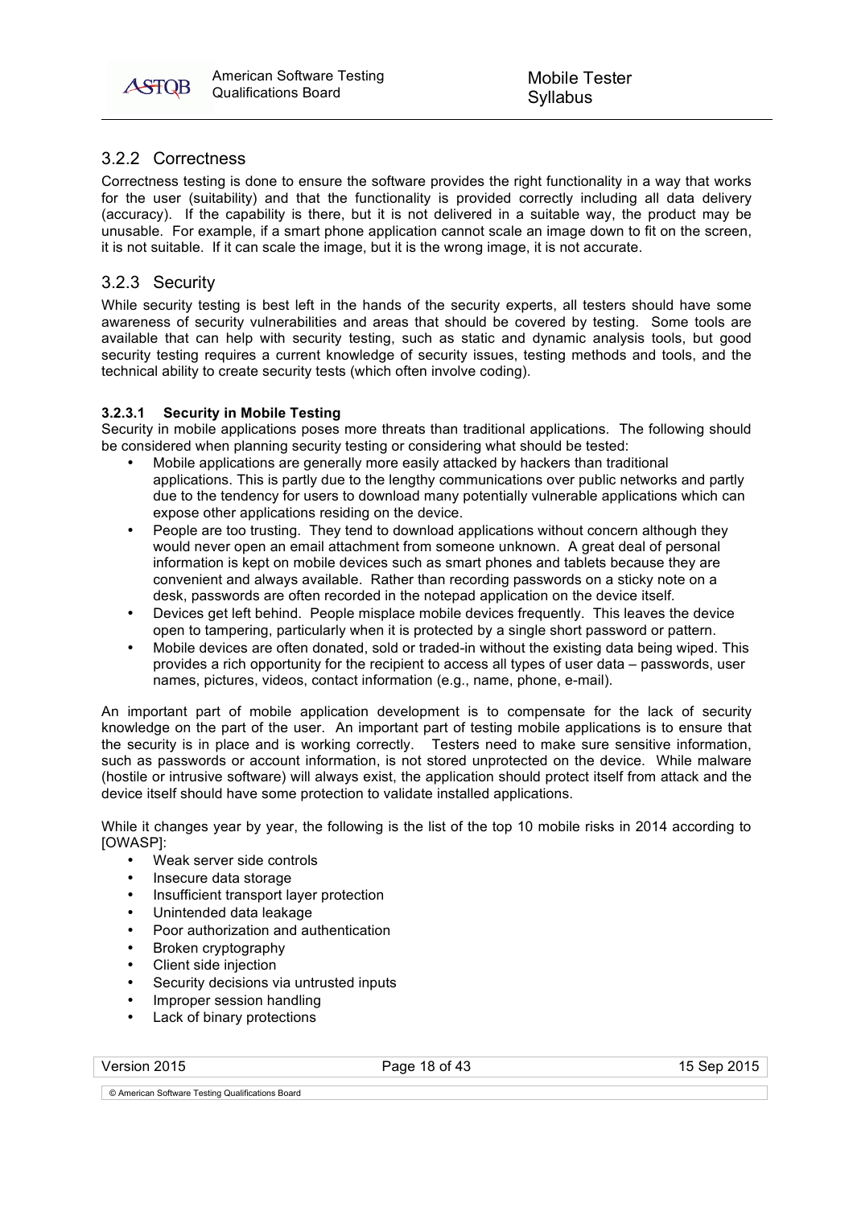### 3.2.2 Correctness

Correctness testing is done to ensure the software provides the right functionality in a way that works for the user (suitability) and that the functionality is provided correctly including all data delivery (accuracy). If the capability is there, but it is not delivered in a suitable way, the product may be unusable. For example, if a smart phone application cannot scale an image down to fit on the screen, it is not suitable. If it can scale the image, but it is the wrong image, it is not accurate.

### 3.2.3 Security

While security testing is best left in the hands of the security experts, all testers should have some awareness of security vulnerabilities and areas that should be covered by testing. Some tools are available that can help with security testing, such as static and dynamic analysis tools, but good security testing requires a current knowledge of security issues, testing methods and tools, and the technical ability to create security tests (which often involve coding).

#### 3.2.3.1 Security in Mobile Testing

Security in mobile applications poses more threats than traditional applications. The following should be considered when planning security testing or considering what should be tested:

- Mobile applications are generally more easily attacked by hackers than traditional applications. This is partly due to the lengthy communications over public networks and partly due to the tendency for users to download many potentially vulnerable applications which can expose other applications residing on the device.
- People are too trusting. They tend to download applications without concern although they would never open an email attachment from someone unknown. A great deal of personal information is kept on mobile devices such as smart phones and tablets because they are convenient and always available. Rather than recording passwords on a sticky note on a desk, passwords are often recorded in the notepad application on the device itself.
- Devices get left behind. People misplace mobile devices frequently. This leaves the device open to tampering, particularly when it is protected by a single short password or pattern.
- Mobile devices are often donated, sold or traded-in without the existing data being wiped. This provides a rich opportunity for the recipient to access all types of user data – passwords, user names, pictures, videos, contact information (e.g., name, phone, e-mail).

An important part of mobile application development is to compensate for the lack of security knowledge on the part of the user. An important part of testing mobile applications is to ensure that the security is in place and is working correctly. Testers need to make sure sensitive information, such as passwords or account information, is not stored unprotected on the device. While malware (hostile or intrusive software) will always exist, the application should protect itself from attack and the device itself should have some protection to validate installed applications.

While it changes year by year, the following is the list of the top 10 mobile risks in 2014 according to [OWASP]:

- Weak server side controls
- Insecure data storage
- Insufficient transport layer protection
- Unintended data leakage
- Poor authorization and authentication
- Broken cryptography
- Client side injection
- Security decisions via untrusted inputs
- Improper session handling
- Lack of binary protections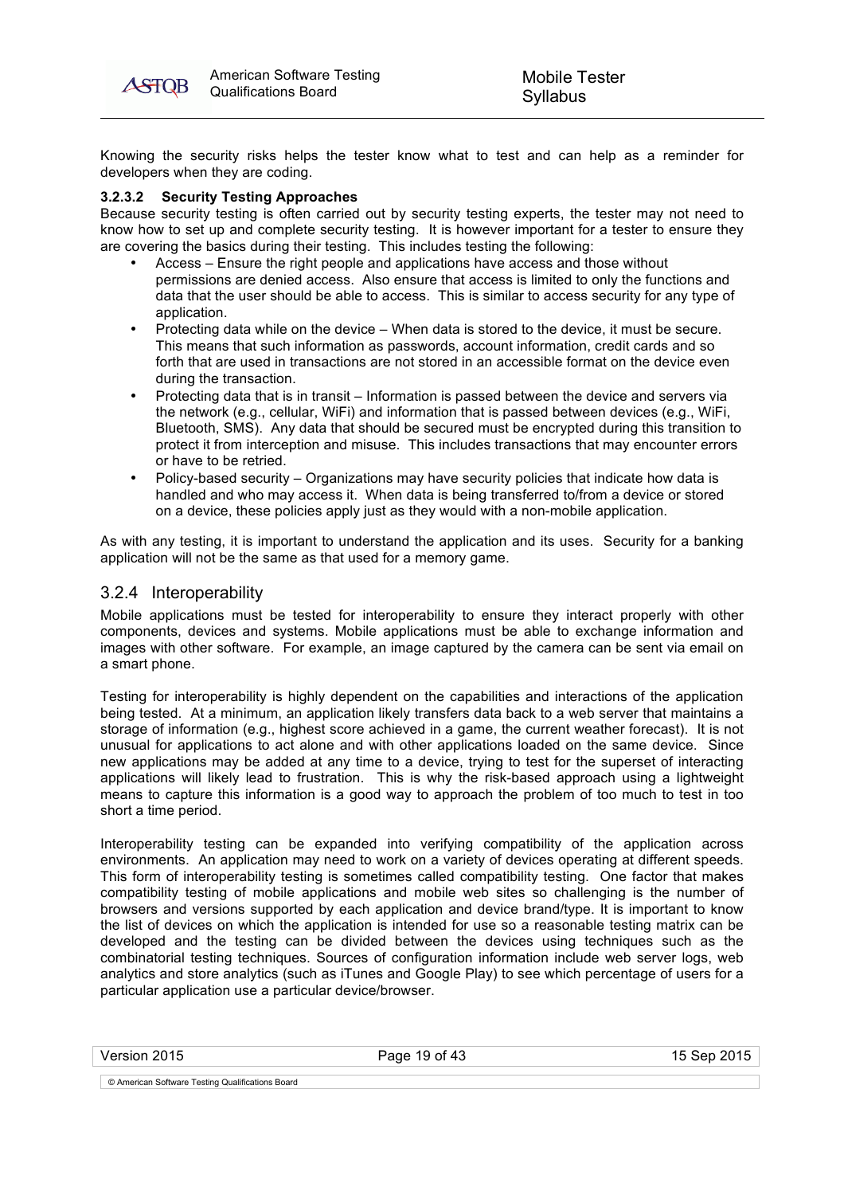Knowing the security risks helps the tester know what to test and can help as a reminder for developers when they are coding.

#### 3.2.3.2 Security Testing Approaches

Because security testing is often carried out by security testing experts, the tester may not need to know how to set up and complete security testing. It is however important for a tester to ensure they are covering the basics during their testing. This includes testing the following:

- Access – Ensure the right people and applications have access and those without permissions are denied access. Also ensure that access is limited to only the functions and data that the user should be able to access. This is similar to access security for any type of application.
- Protecting data while on the device – When data is stored to the device, it must be secure. This means that such information as passwords, account information, credit cards and so forth that are used in transactions are not stored in an accessible format on the device even during the transaction.
- Protecting data that is in transit – Information is passed between the device and servers via the network (e.g., cellular, WiFi) and information that is passed between devices (e.g., WiFi, Bluetooth, SMS). Any data that should be secured must be encrypted during this transition to protect it from interception and misuse. This includes transactions that may encounter errors or have to be retried.
- Policy-based security – Organizations may have security policies that indicate how data is handled and who may access it. When data is being transferred to/from a device or stored on a device, these policies apply just as they would with a non-mobile application.

As with any testing, it is important to understand the application and its uses. Security for a banking application will not be the same as that used for a memory game.

### 3.2.4 Interoperability

Mobile applications must be tested for interoperability to ensure they interact properly with other components, devices and systems. Mobile applications must be able to exchange information and images with other software. For example, an image captured by the camera can be sent via email on a smart phone.

Testing for interoperability is highly dependent on the capabilities and interactions of the application being tested. At a minimum, an application likely transfers data back to a web server that maintains a storage of information (e.g., highest score achieved in a game, the current weather forecast). It is not unusual for applications to act alone and with other applications loaded on the same device. Since new applications may be added at any time to a device, trying to test for the superset of interacting applications will likely lead to frustration. This is why the risk-based approach using a lightweight means to capture this information is a good way to approach the problem of too much to test in too short a time period.

Interoperability testing can be expanded into verifying compatibility of the application across environments. An application may need to work on a variety of devices operating at different speeds. This form of interoperability testing is sometimes called compatibility testing. One factor that makes compatibility testing of mobile applications and mobile web sites so challenging is the number of browsers and versions supported by each application and device brand/type. It is important to know the list of devices on which the application is intended for use so a reasonable testing matrix can be developed and the testing can be divided between the devices using techniques such as the combinatorial testing techniques. Sources of configuration information include web server logs, web analytics and store analytics (such as iTunes and Google Play) to see which percentage of users for a particular application use a particular device/browser.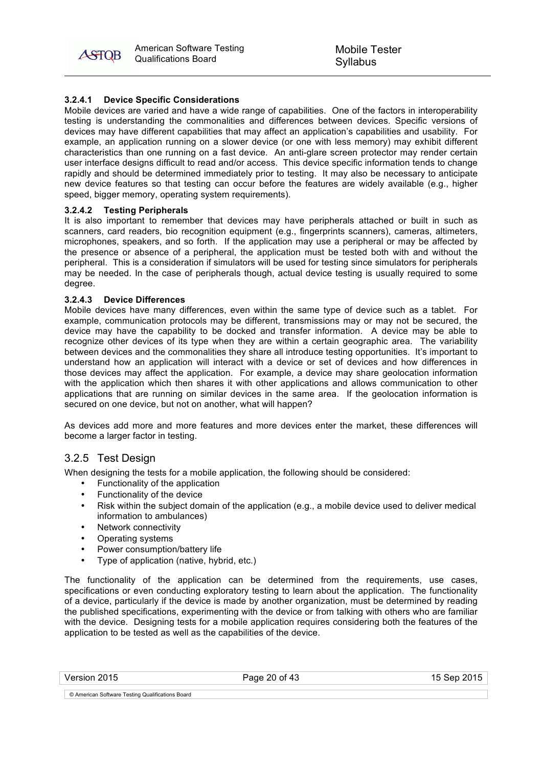#### 3.2.4.1 Device Specific Considerations

Mobile devices are varied and have a wide range of capabilities. One of the factors in interoperability testing is understanding the commonalities and differences between devices. Specific versions of devices may have different capabilities that may affect an application's capabilities and usability. For example, an application running on a slower device (or one with less memory) may exhibit different characteristics than one running on a fast device. An anti-glare screen protector may render certain user interface designs difficult to read and/or access. This device specific information tends to change rapidly and should be determined immediately prior to testing. It may also be necessary to anticipate new device features so that testing can occur before the features are widely available (e.g., higher speed, bigger memory, operating system requirements).

#### 3.2.4.2 Testing Peripherals

It is also important to remember that devices may have peripherals attached or built in such as scanners, card readers, bio recognition equipment (e.g., fingerprints scanners), cameras, altimeters, microphones, speakers, and so forth. If the application may use a peripheral or may be affected by the presence or absence of a peripheral, the application must be tested both with and without the peripheral. This is a consideration if simulators will be used for testing since simulators for peripherals may be needed. In the case of peripherals though, actual device testing is usually required to some degree.

#### 3.2.4.3 Device Differences

Mobile devices have many differences, even within the same type of device such as a tablet. For example, communication protocols may be different, transmissions may or may not be secured, the device may have the capability to be docked and transfer information. A device may be able to recognize other devices of its type when they are within a certain geographic area. The variability between devices and the commonalities they share all introduce testing opportunities. It's important to understand how an application will interact with a device or set of devices and how differences in those devices may affect the application. For example, a device may share geolocation information with the application which then shares it with other applications and allows communication to other applications that are running on similar devices in the same area. If the geolocation information is secured on one device, but not on another, what will happen?

As devices add more and more features and more devices enter the market, these differences will become a larger factor in testing.

### 3.2.5 Test Design

When designing the tests for a mobile application, the following should be considered:

- Functionality of the application
- Functionality of the device
- Risk within the subject domain of the application (e.g., a mobile device used to deliver medical information to ambulances)
- Network connectivity
- Operating systems
- Power consumption/battery life
- Type of application (native, hybrid, etc.)

The functionality of the application can be determined from the requirements, use cases, specifications or even conducting exploratory testing to learn about the application. The functionality of a device, particularly if the device is made by another organization, must be determined by reading the published specifications, experimenting with the device or from talking with others who are familiar with the device. Designing tests for a mobile application requires considering both the features of the application to be tested as well as the capabilities of the device.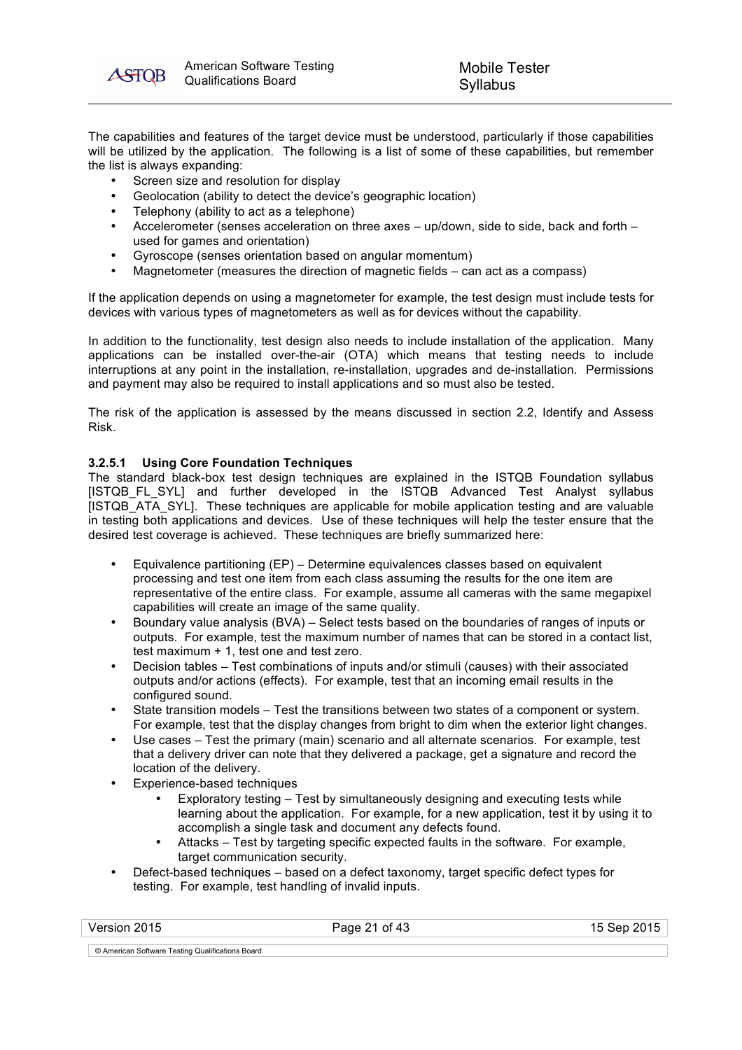The capabilities and features of the target device must be understood, particularly if those capabilities will be utilized by the application. The following is a list of some of these capabilities, but remember the list is always expanding:

- Screen size and resolution for display
- Geolocation (ability to detect the device's geographic location)
- Telephony (ability to act as a telephone)
- Accelerometer (senses acceleration on three axes – up/down, side to side, back and forth – used for games and orientation)
- Gyroscope (senses orientation based on angular momentum)
- Magnetometer (measures the direction of magnetic fields – can act as a compass)

If the application depends on using a magnetometer for example, the test design must include tests for devices with various types of magnetometers as well as for devices without the capability.

In addition to the functionality, test design also needs to include installation of the application. Many applications can be installed over-the-air (OTA) which means that testing needs to include interruptions at any point in the installation, re-installation, upgrades and de-installation. Permissions and payment may also be required to install applications and so must also be tested.

The risk of the application is assessed by the means discussed in section 2.2, Identify and Assess Risk.

#### 3.2.5.1 Using Core Foundation Techniques

The standard black-box test design techniques are explained in the ISTQB Foundation syllabus [ISTQB_FL_SYL] and further developed in the ISTQB Advanced Test Analyst syllabus [ISTQB_ATA_SYL]. These techniques are applicable for mobile application testing and are valuable in testing both applications and devices. Use of these techniques will help the tester ensure that the desired test coverage is achieved. These techniques are briefly summarized here:

- Equivalence partitioning (EP) – Determine equivalences classes based on equivalent processing and test one item from each class assuming the results for the one item are representative of the entire class. For example, assume all cameras with the same megapixel capabilities will create an image of the same quality.
- Boundary value analysis (BVA) – Select tests based on the boundaries of ranges of inputs or outputs. For example, test the maximum number of names that can be stored in a contact list, test maximum + 1, test one and test zero.
- Decision tables – Test combinations of inputs and/or stimuli (causes) with their associated outputs and/or actions (effects). For example, test that an incoming email results in the configured sound.
- State transition models – Test the transitions between two states of a component or system. For example, test that the display changes from bright to dim when the exterior light changes.
- Use cases – Test the primary (main) scenario and all alternate scenarios. For example, test that a delivery driver can note that they delivered a package, get a signature and record the location of the delivery.
- Experience-based techniques
  - Exploratory testing – Test by simultaneously designing and executing tests while learning about the application. For example, for a new application, test it by using it to accomplish a single task and document any defects found.
  - Attacks – Test by targeting specific expected faults in the software. For example, target communication security.
- Defect-based techniques – based on a defect taxonomy, target specific defect types for testing. For example, test handling of invalid inputs.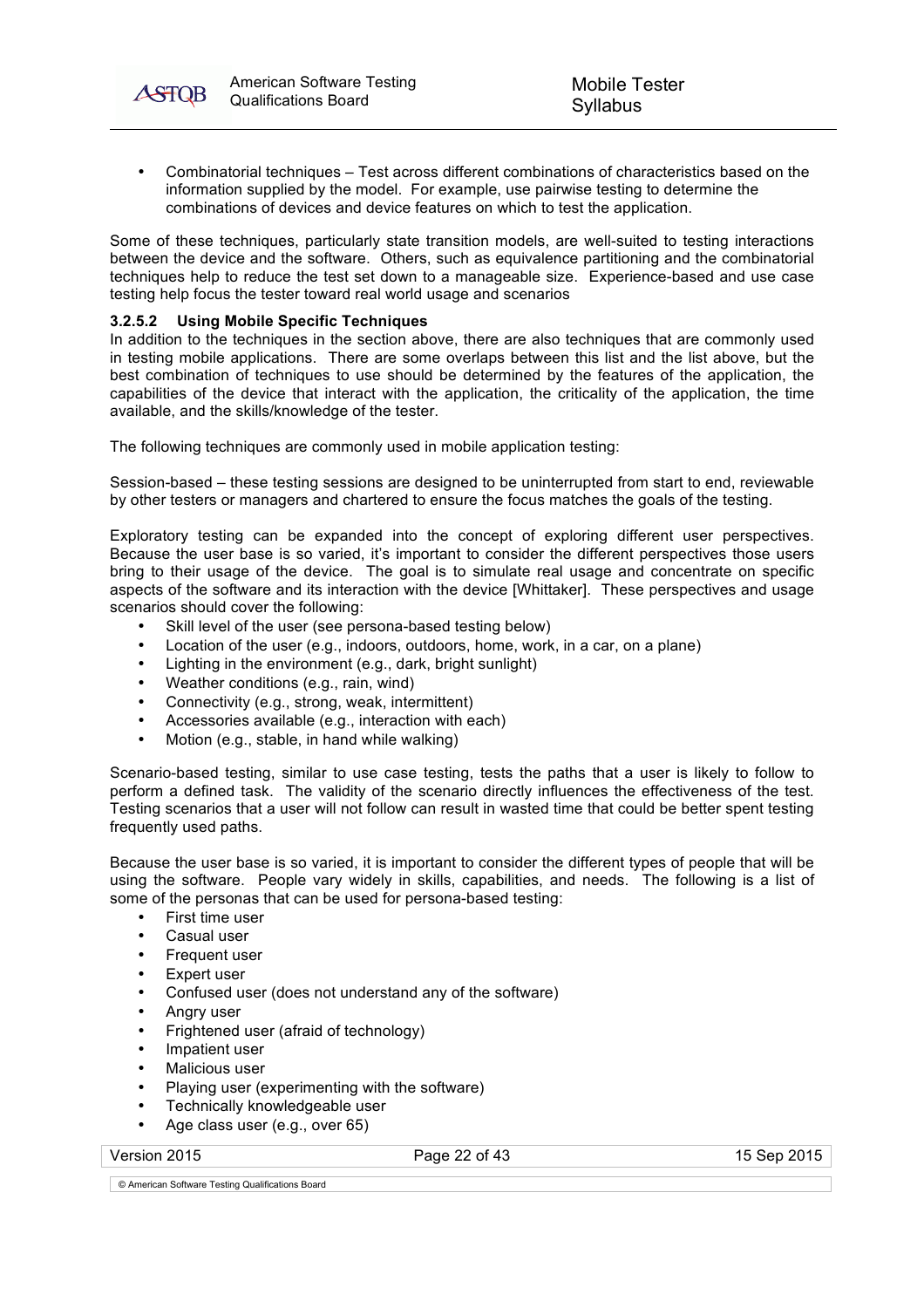- Combinatorial techniques – Test across different combinations of characteristics based on the information supplied by the model. For example, use pairwise testing to determine the combinations of devices and device features on which to test the application.

Some of these techniques, particularly state transition models, are well-suited to testing interactions between the device and the software. Others, such as equivalence partitioning and the combinatorial techniques help to reduce the test set down to a manageable size. Experience-based and use case testing help focus the tester toward real world usage and scenarios

#### 3.2.5.2 Using Mobile Specific Techniques

In addition to the techniques in the section above, there are also techniques that are commonly used in testing mobile applications. There are some overlaps between this list and the list above, but the best combination of techniques to use should be determined by the features of the application, the capabilities of the device that interact with the application, the criticality of the application, the time available, and the skills/knowledge of the tester.

The following techniques are commonly used in mobile application testing:

Session-based – these testing sessions are designed to be uninterrupted from start to end, reviewable by other testers or managers and chartered to ensure the focus matches the goals of the testing.

Exploratory testing can be expanded into the concept of exploring different user perspectives. Because the user base is so varied, it's important to consider the different perspectives those users bring to their usage of the device. The goal is to simulate real usage and concentrate on specific aspects of the software and its interaction with the device [Whittaker]. These perspectives and usage scenarios should cover the following:

- Skill level of the user (see persona-based testing below)
- Location of the user (e.g., indoors, outdoors, home, work, in a car, on a plane)
- Lighting in the environment (e.g., dark, bright sunlight)
- Weather conditions (e.g., rain, wind)
- Connectivity (e.g., strong, weak, intermittent)
- Accessories available (e.g., interaction with each)
- Motion (e.g., stable, in hand while walking)

Scenario-based testing, similar to use case testing, tests the paths that a user is likely to follow to perform a defined task. The validity of the scenario directly influences the effectiveness of the test. Testing scenarios that a user will not follow can result in wasted time that could be better spent testing frequently used paths.

Because the user base is so varied, it is important to consider the different types of people that will be using the software. People vary widely in skills, capabilities, and needs. The following is a list of some of the personas that can be used for persona-based testing:

- First time user
- Casual user
- Frequent user
- Expert user
- Confused user (does not understand any of the software)
- Angry user
- Frightened user (afraid of technology)
- Impatient user
- Malicious user
- Playing user (experimenting with the software)
- Technically knowledgeable user
- Age class user (e.g., over 65)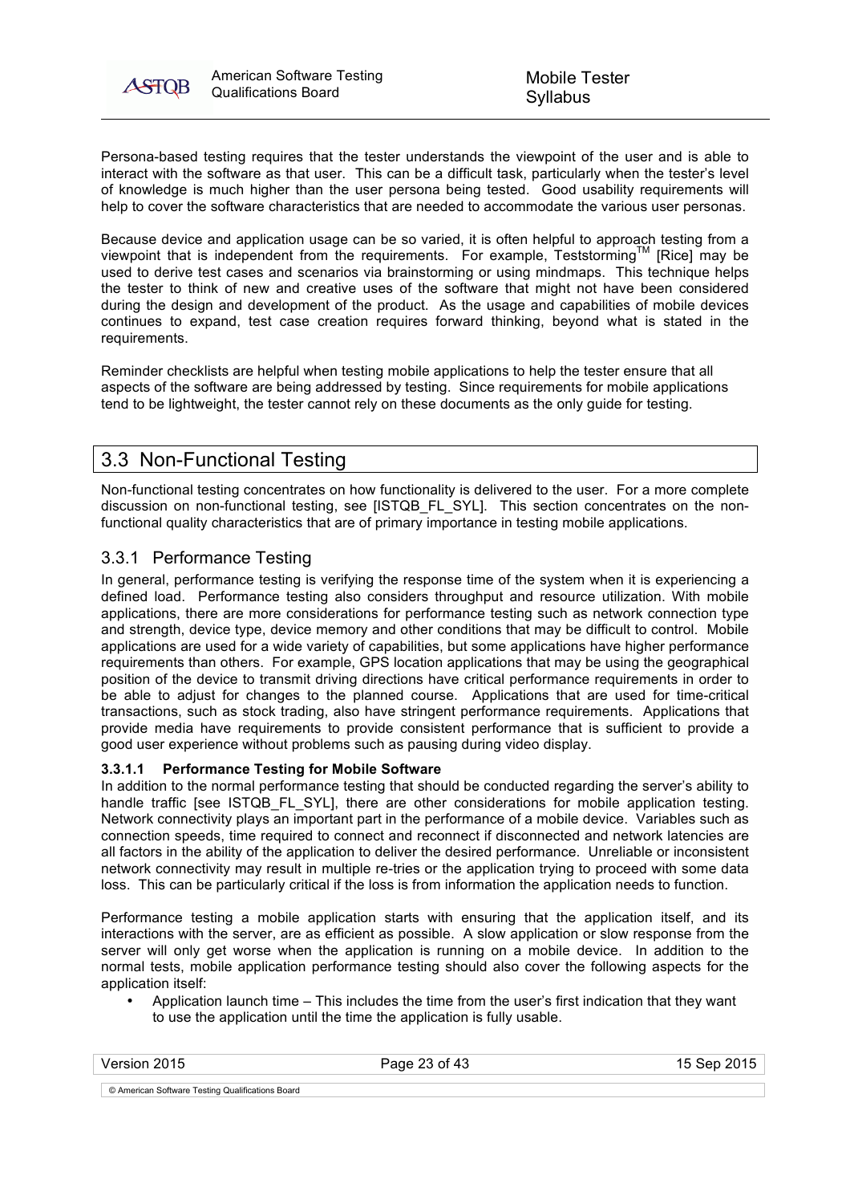Persona-based testing requires that the tester understands the viewpoint of the user and is able to interact with the software as that user. This can be a difficult task, particularly when the tester's level of knowledge is much higher than the user persona being tested. Good usability requirements will help to cover the software characteristics that are needed to accommodate the various user personas.

Because device and application usage can be so varied, it is often helpful to approach testing from a viewpoint that is independent from the requirements. For example, Teststorming™ [Rice] may be used to derive test cases and scenarios via brainstorming or using mindmaps. This technique helps the tester to think of new and creative uses of the software that might not have been considered during the design and development of the product. As the usage and capabilities of mobile devices continues to expand, test case creation requires forward thinking, beyond what is stated in the requirements.

Reminder checklists are helpful when testing mobile applications to help the tester ensure that all aspects of the software are being addressed by testing. Since requirements for mobile applications tend to be lightweight, the tester cannot rely on these documents as the only guide for testing.

## 3.3 Non-Functional Testing

Non-functional testing concentrates on how functionality is delivered to the user. For a more complete discussion on non-functional testing, see [ISTQB_FL_SYL]. This section concentrates on the non-functional quality characteristics that are of primary importance in testing mobile applications.

### 3.3.1 Performance Testing

In general, performance testing is verifying the response time of the system when it is experiencing a defined load. Performance testing also considers throughput and resource utilization. With mobile applications, there are more considerations for performance testing such as network connection type and strength, device type, device memory and other conditions that may be difficult to control. Mobile applications are used for a wide variety of capabilities, but some applications have higher performance requirements than others. For example, GPS location applications that may be using the geographical position of the device to transmit driving directions have critical performance requirements in order to be able to adjust for changes to the planned course. Applications that are used for time-critical transactions, such as stock trading, also have stringent performance requirements. Applications that provide media have requirements to provide consistent performance that is sufficient to provide a good user experience without problems such as pausing during video display.

#### 3.3.1.1 Performance Testing for Mobile Software

In addition to the normal performance testing that should be conducted regarding the server's ability to handle traffic [see ISTQB_FL_SYL], there are other considerations for mobile application testing. Network connectivity plays an important part in the performance of a mobile device. Variables such as connection speeds, time required to connect and reconnect if disconnected and network latencies are all factors in the ability of the application to deliver the desired performance. Unreliable or inconsistent network connectivity may result in multiple re-tries or the application trying to proceed with some data loss. This can be particularly critical if the loss is from information the application needs to function.

Performance testing a mobile application starts with ensuring that the application itself, and its interactions with the server, are as efficient as possible. A slow application or slow response from the server will only get worse when the application is running on a mobile device. In addition to the normal tests, mobile application performance testing should also cover the following aspects for the application itself:

- Application launch time – This includes the time from the user's first indication that they want to use the application until the time the application is fully usable.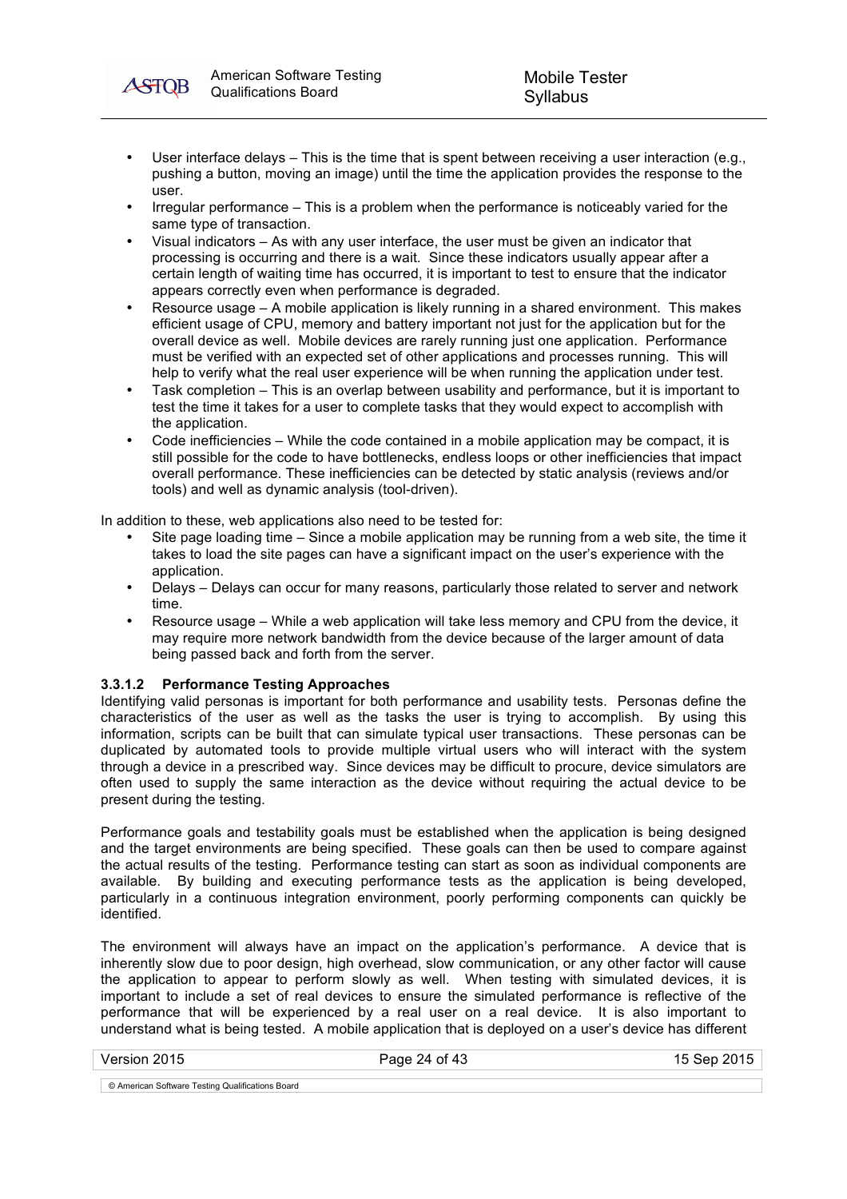- User interface delays – This is the time that is spent between receiving a user interaction (e.g., pushing a button, moving an image) until the time the application provides the response to the user.
- Irregular performance – This is a problem when the performance is noticeably varied for the same type of transaction.
- Visual indicators – As with any user interface, the user must be given an indicator that processing is occurring and there is a wait. Since these indicators usually appear after a certain length of waiting time has occurred, it is important to test to ensure that the indicator appears correctly even when performance is degraded.
- Resource usage – A mobile application is likely running in a shared environment. This makes efficient usage of CPU, memory and battery important not just for the application but for the overall device as well. Mobile devices are rarely running just one application. Performance must be verified with an expected set of other applications and processes running. This will help to verify what the real user experience will be when running the application under test.
- Task completion – This is an overlap between usability and performance, but it is important to test the time it takes for a user to complete tasks that they would expect to accomplish with the application.
- Code inefficiencies – While the code contained in a mobile application may be compact, it is still possible for the code to have bottlenecks, endless loops or other inefficiencies that impact overall performance. These inefficiencies can be detected by static analysis (reviews and/or tools) and well as dynamic analysis (tool-driven).

In addition to these, web applications also need to be tested for:

- Site page loading time – Since a mobile application may be running from a web site, the time it takes to load the site pages can have a significant impact on the user's experience with the application.
- Delays – Delays can occur for many reasons, particularly those related to server and network time.
- Resource usage – While a web application will take less memory and CPU from the device, it may require more network bandwidth from the device because of the larger amount of data being passed back and forth from the server.

#### 3.3.1.2 Performance Testing Approaches

Identifying valid personas is important for both performance and usability tests. Personas define the characteristics of the user as well as the tasks the user is trying to accomplish. By using this information, scripts can be built that can simulate typical user transactions. These personas can be duplicated by automated tools to provide multiple virtual users who will interact with the system through a device in a prescribed way. Since devices may be difficult to procure, device simulators are often used to supply the same interaction as the device without requiring the actual device to be present during the testing.

Performance goals and testability goals must be established when the application is being designed and the target environments are being specified. These goals can then be used to compare against the actual results of the testing. Performance testing can start as soon as individual components are available. By building and executing performance tests as the application is being developed, particularly in a continuous integration environment, poorly performing components can quickly be identified.

The environment will always have an impact on the application's performance. A device that is inherently slow due to poor design, high overhead, slow communication, or any other factor will cause the application to appear to perform slowly as well. When testing with simulated devices, it is important to include a set of real devices to ensure the simulated performance is reflective of the performance that will be experienced by a real user on a real device. It is also important to understand what is being tested. A mobile application that is deployed on a user's device has different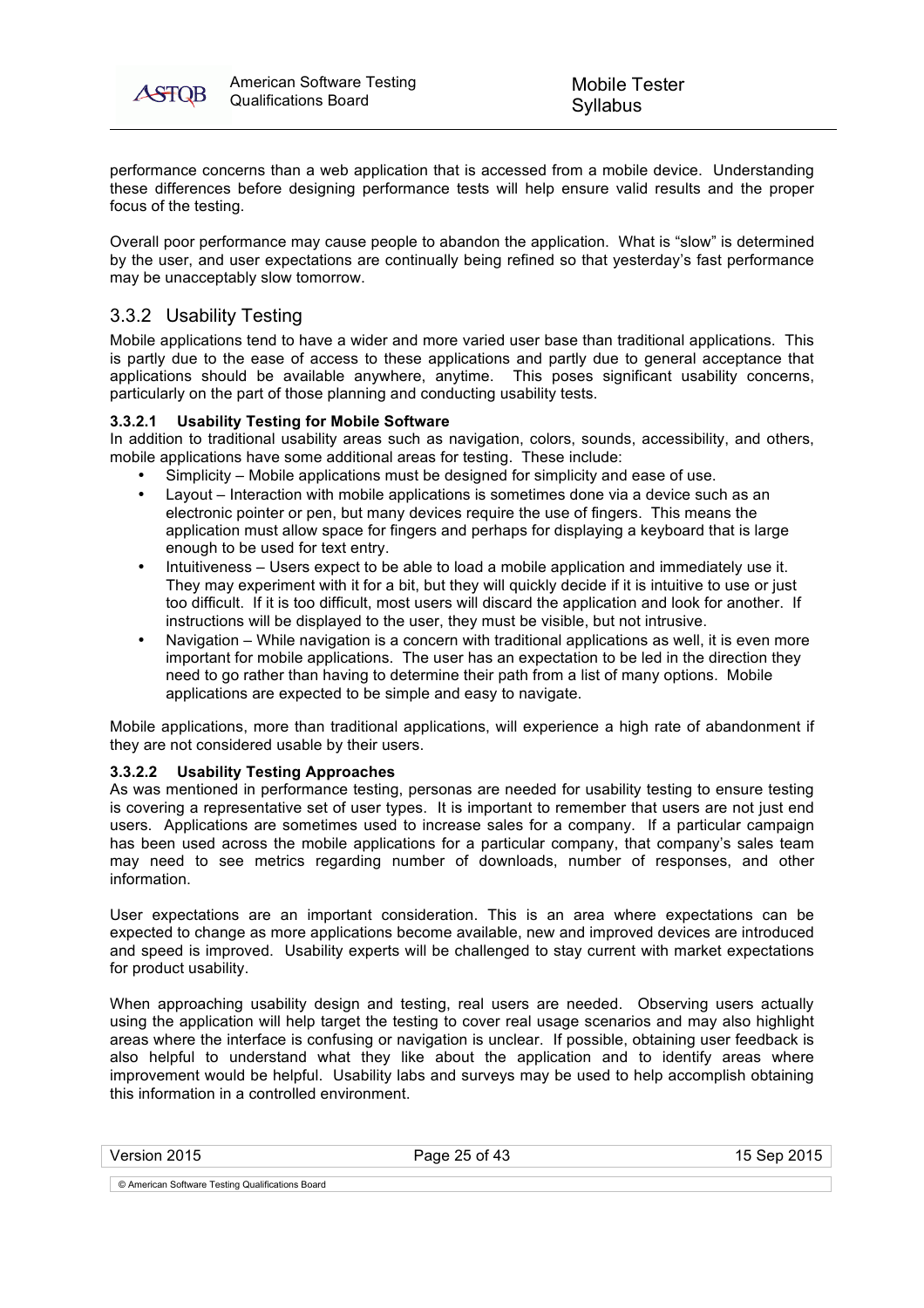performance concerns than a web application that is accessed from a mobile device. Understanding these differences before designing performance tests will help ensure valid results and the proper focus of the testing.

Overall poor performance may cause people to abandon the application. What is "slow" is determined by the user, and user expectations are continually being refined so that yesterday's fast performance may be unacceptably slow tomorrow.

## 3.3.2 Usability Testing

Mobile applications tend to have a wider and more varied user base than traditional applications. This is partly due to the ease of access to these applications and partly due to general acceptance that applications should be available anywhere, anytime. This poses significant usability concerns, particularly on the part of those planning and conducting usability tests.

#### 3.3.2.1 Usability Testing for Mobile Software

In addition to traditional usability areas such as navigation, colors, sounds, accessibility, and others, mobile applications have some additional areas for testing. These include:

- Simplicity – Mobile applications must be designed for simplicity and ease of use.
- Layout – Interaction with mobile applications is sometimes done via a device such as an electronic pointer or pen, but many devices require the use of fingers. This means the application must allow space for fingers and perhaps for displaying a keyboard that is large enough to be used for text entry.
- Intuitiveness – Users expect to be able to load a mobile application and immediately use it. They may experiment with it for a bit, but they will quickly decide if it is intuitive to use or just too difficult. If it is too difficult, most users will discard the application and look for another. If instructions will be displayed to the user, they must be visible, but not intrusive.
- Navigation – While navigation is a concern with traditional applications as well, it is even more important for mobile applications. The user has an expectation to be led in the direction they need to go rather than having to determine their path from a list of many options. Mobile applications are expected to be simple and easy to navigate.

Mobile applications, more than traditional applications, will experience a high rate of abandonment if they are not considered usable by their users.

#### 3.3.2.2 Usability Testing Approaches

As was mentioned in performance testing, personas are needed for usability testing to ensure testing is covering a representative set of user types. It is important to remember that users are not just end users. Applications are sometimes used to increase sales for a company. If a particular campaign has been used across the mobile applications for a particular company, that company's sales team may need to see metrics regarding number of downloads, number of responses, and other information.

User expectations are an important consideration. This is an area where expectations can be expected to change as more applications become available, new and improved devices are introduced and speed is improved. Usability experts will be challenged to stay current with market expectations for product usability.

When approaching usability design and testing, real users are needed. Observing users actually using the application will help target the testing to cover real usage scenarios and may also highlight areas where the interface is confusing or navigation is unclear. If possible, obtaining user feedback is also helpful to understand what they like about the application and to identify areas where improvement would be helpful. Usability labs and surveys may be used to help accomplish obtaining this information in a controlled environment.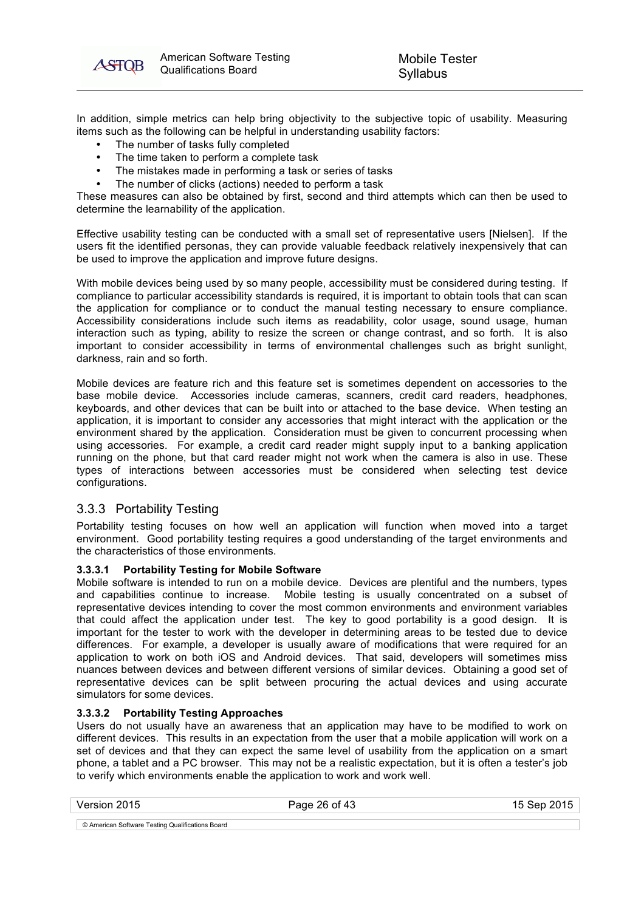In addition, simple metrics can help bring objectivity to the subjective topic of usability. Measuring items such as the following can be helpful in understanding usability factors:

- The number of tasks fully completed
- The time taken to perform a complete task
- The mistakes made in performing a task or series of tasks
- The number of clicks (actions) needed to perform a task

These measures can also be obtained by first, second and third attempts which can then be used to determine the learnability of the application.

Effective usability testing can be conducted with a small set of representative users [Nielsen]. If the users fit the identified personas, they can provide valuable feedback relatively inexpensively that can be used to improve the application and improve future designs.

With mobile devices being used by so many people, accessibility must be considered during testing. If compliance to particular accessibility standards is required, it is important to obtain tools that can scan the application for compliance or to conduct the manual testing necessary to ensure compliance. Accessibility considerations include such items as readability, color usage, sound usage, human interaction such as typing, ability to resize the screen or change contrast, and so forth. It is also important to consider accessibility in terms of environmental challenges such as bright sunlight, darkness, rain and so forth.

Mobile devices are feature rich and this feature set is sometimes dependent on accessories to the base mobile device. Accessories include cameras, scanners, credit card readers, headphones, keyboards, and other devices that can be built into or attached to the base device. When testing an application, it is important to consider any accessories that might interact with the application or the environment shared by the application. Consideration must be given to concurrent processing when using accessories. For example, a credit card reader might supply input to a banking application running on the phone, but that card reader might not work when the camera is also in use. These types of interactions between accessories must be considered when selecting test device configurations.

### 3.3.3 Portability Testing

Portability testing focuses on how well an application will function when moved into a target environment. Good portability testing requires a good understanding of the target environments and the characteristics of those environments.

#### 3.3.3.1 Portability Testing for Mobile Software

Mobile software is intended to run on a mobile device. Devices are plentiful and the numbers, types and capabilities continue to increase. Mobile testing is usually concentrated on a subset of representative devices intending to cover the most common environments and environment variables that could affect the application under test. The key to good portability is a good design. It is important for the tester to work with the developer in determining areas to be tested due to device differences. For example, a developer is usually aware of modifications that were required for an application to work on both iOS and Android devices. That said, developers will sometimes miss nuances between devices and between different versions of similar devices. Obtaining a good set of representative devices can be split between procuring the actual devices and using accurate simulators for some devices.

#### 3.3.3.2 Portability Testing Approaches

Users do not usually have an awareness that an application may have to be modified to work on different devices. This results in an expectation from the user that a mobile application will work on a set of devices and that they can expect the same level of usability from the application on a smart phone, a tablet and a PC browser. This may not be a realistic expectation, but it is often a tester's job to verify which environments enable the application to work and work well.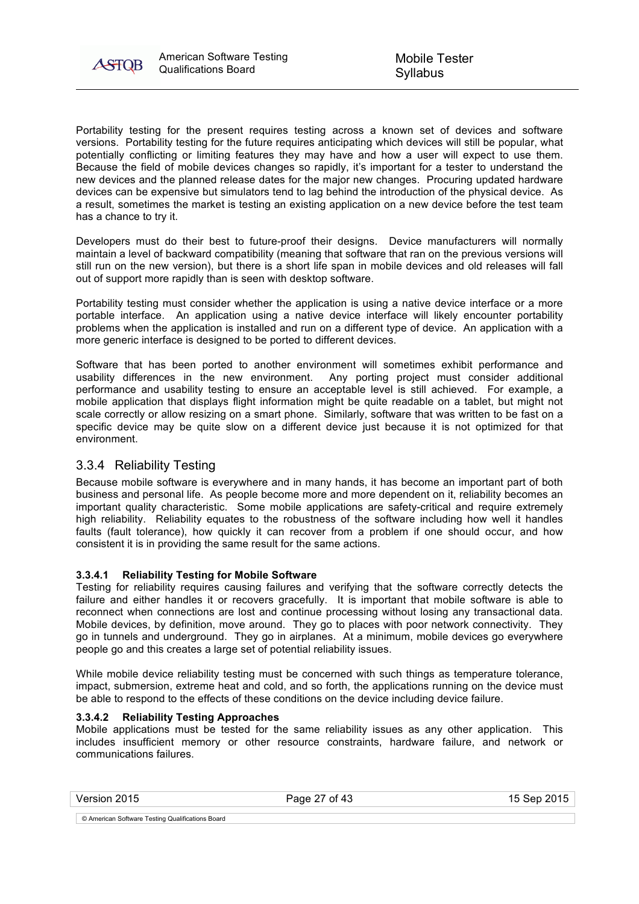Portability testing for the present requires testing across a known set of devices and software versions. Portability testing for the future requires anticipating which devices will still be popular, what potentially conflicting or limiting features they may have and how a user will expect to use them. Because the field of mobile devices changes so rapidly, it's important for a tester to understand the new devices and the planned release dates for the major new changes. Procuring updated hardware devices can be expensive but simulators tend to lag behind the introduction of the physical device. As a result, sometimes the market is testing an existing application on a new device before the test team has a chance to try it.

Developers must do their best to future-proof their designs. Device manufacturers will normally maintain a level of backward compatibility (meaning that software that ran on the previous versions will still run on the new version), but there is a short life span in mobile devices and old releases will fall out of support more rapidly than is seen with desktop software.

Portability testing must consider whether the application is using a native device interface or a more portable interface. An application using a native device interface will likely encounter portability problems when the application is installed and run on a different type of device. An application with a more generic interface is designed to be ported to different devices.

Software that has been ported to another environment will sometimes exhibit performance and usability differences in the new environment. Any porting project must consider additional performance and usability testing to ensure an acceptable level is still achieved. For example, a mobile application that displays flight information might be quite readable on a tablet, but might not scale correctly or allow resizing on a smart phone. Similarly, software that was written to be fast on a specific device may be quite slow on a different device just because it is not optimized for that environment.

## 3.3.4 Reliability Testing

Because mobile software is everywhere and in many hands, it has become an important part of both business and personal life. As people become more and more dependent on it, reliability becomes an important quality characteristic. Some mobile applications are safety-critical and require extremely high reliability. Reliability equates to the robustness of the software including how well it handles faults (fault tolerance), how quickly it can recover from a problem if one should occur, and how consistent it is in providing the same result for the same actions.

### 3.3.4.1 Reliability Testing for Mobile Software

Testing for reliability requires causing failures and verifying that the software correctly detects the failure and either handles it or recovers gracefully. It is important that mobile software is able to reconnect when connections are lost and continue processing without losing any transactional data. Mobile devices, by definition, move around. They go to places with poor network connectivity. They go in tunnels and underground. They go in airplanes. At a minimum, mobile devices go everywhere people go and this creates a large set of potential reliability issues.

While mobile device reliability testing must be concerned with such things as temperature tolerance, impact, submersion, extreme heat and cold, and so forth, the applications running on the device must be able to respond to the effects of these conditions on the device including device failure.

### 3.3.4.2 Reliability Testing Approaches

Mobile applications must be tested for the same reliability issues as any other application. This includes insufficient memory or other resource constraints, hardware failure, and network or communications failures.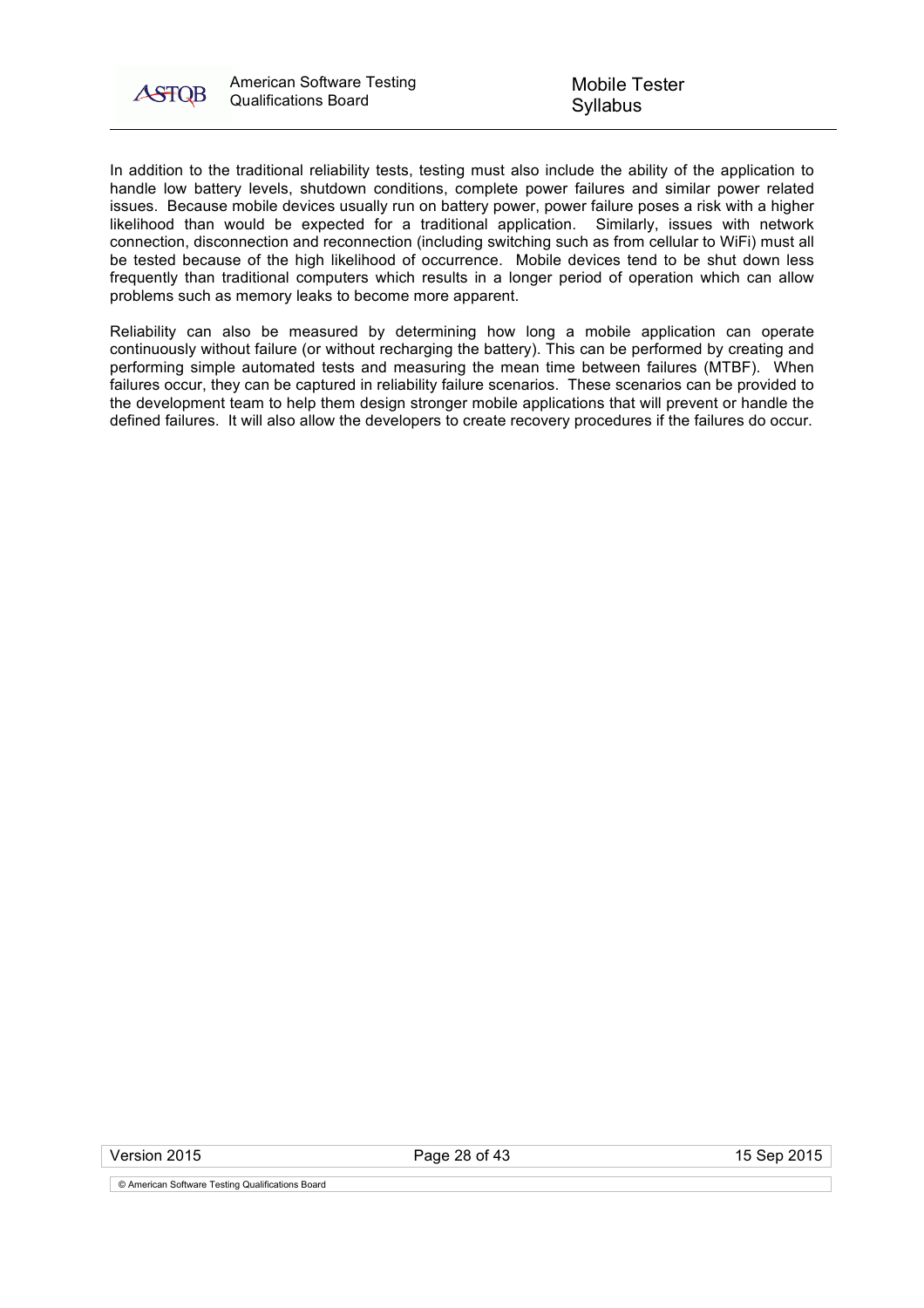In addition to the traditional reliability tests, testing must also include the ability of the application to handle low battery levels, shutdown conditions, complete power failures and similar power related issues. Because mobile devices usually run on battery power, power failure poses a risk with a higher likelihood than would be expected for a traditional application. Similarly, issues with network connection, disconnection and reconnection (including switching such as from cellular to WiFi) must all be tested because of the high likelihood of occurrence. Mobile devices tend to be shut down less frequently than traditional computers which results in a longer period of operation which can allow problems such as memory leaks to become more apparent.

Reliability can also be measured by determining how long a mobile application can operate continuously without failure (or without recharging the battery). This can be performed by creating and performing simple automated tests and measuring the mean time between failures (MTBF). When failures occur, they can be captured in reliability failure scenarios. These scenarios can be provided to the development team to help them design stronger mobile applications that will prevent or handle the defined failures. It will also allow the developers to create recovery procedures if the failures do occur.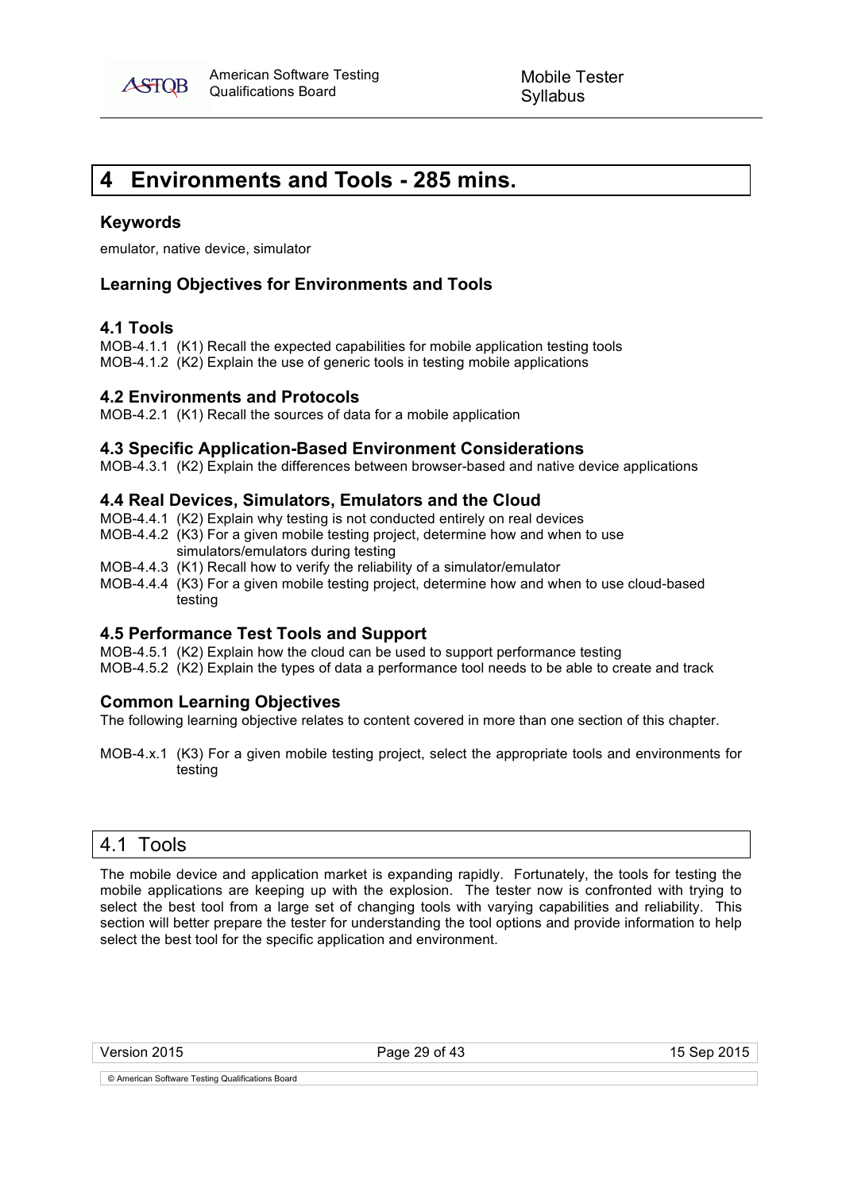# 4 Environments and Tools - 285 mins.

### Keywords

emulator, native device, simulator

### Learning Objectives for Environments and Tools

### 4.1 Tools

MOB-4.1.1 (K1) Recall the expected capabilities for mobile application testing tools
MOB-4.1.2 (K2) Explain the use of generic tools in testing mobile applications

### 4.2 Environments and Protocols

MOB-4.2.1 (K1) Recall the sources of data for a mobile application

### 4.3 Specific Application-Based Environment Considerations

MOB-4.3.1 (K2) Explain the differences between browser-based and native device applications

### 4.4 Real Devices, Simulators, Emulators and the Cloud

MOB-4.4.1 (K2) Explain why testing is not conducted entirely on real devices
MOB-4.4.2 (K3) For a given mobile testing project, determine how and when to use simulators/emulators during testing
MOB-4.4.3 (K1) Recall how to verify the reliability of a simulator/emulator
MOB-4.4.4 (K3) For a given mobile testing project, determine how and when to use cloud-based testing

### 4.5 Performance Test Tools and Support

MOB-4.5.1 (K2) Explain how the cloud can be used to support performance testing
MOB-4.5.2 (K2) Explain the types of data a performance tool needs to be able to create and track

### Common Learning Objectives

The following learning objective relates to content covered in more than one section of this chapter.

MOB-4.x.1 (K3) For a given mobile testing project, select the appropriate tools and environments for testing

## 4.1 Tools

The mobile device and application market is expanding rapidly. Fortunately, the tools for testing the mobile applications are keeping up with the explosion. The tester now is confronted with trying to select the best tool from a large set of changing tools with varying capabilities and reliability. This section will better prepare the tester for understanding the tool options and provide information to help select the best tool for the specific application and environment.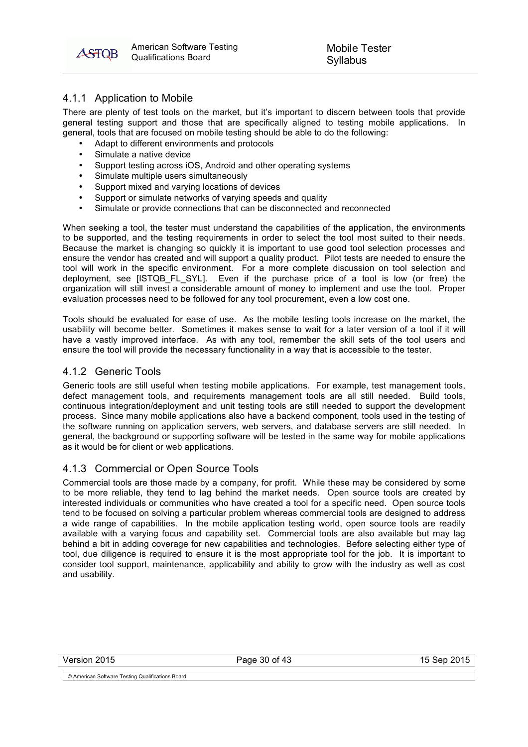### 4.1.1 Application to Mobile

There are plenty of test tools on the market, but it's important to discern between tools that provide general testing support and those that are specifically aligned to testing mobile applications. In general, tools that are focused on mobile testing should be able to do the following:

- Adapt to different environments and protocols
- Simulate a native device
- Support testing across iOS, Android and other operating systems
- Simulate multiple users simultaneously
- Support mixed and varying locations of devices
- Support or simulate networks of varying speeds and quality
- Simulate or provide connections that can be disconnected and reconnected

When seeking a tool, the tester must understand the capabilities of the application, the environments to be supported, and the testing requirements in order to select the tool most suited to their needs. Because the market is changing so quickly it is important to use good tool selection processes and ensure the vendor has created and will support a quality product. Pilot tests are needed to ensure the tool will work in the specific environment. For a more complete discussion on tool selection and deployment, see [ISTQB_FL_SYL]. Even if the purchase price of a tool is low (or free) the organization will still invest a considerable amount of money to implement and use the tool. Proper evaluation processes need to be followed for any tool procurement, even a low cost one.

Tools should be evaluated for ease of use. As the mobile testing tools increase on the market, the usability will become better. Sometimes it makes sense to wait for a later version of a tool if it will have a vastly improved interface. As with any tool, remember the skill sets of the tool users and ensure the tool will provide the necessary functionality in a way that is accessible to the tester.

### 4.1.2 Generic Tools

Generic tools are still useful when testing mobile applications. For example, test management tools, defect management tools, and requirements management tools are all still needed. Build tools, continuous integration/deployment and unit testing tools are still needed to support the development process. Since many mobile applications also have a backend component, tools used in the testing of the software running on application servers, web servers, and database servers are still needed. In general, the background or supporting software will be tested in the same way for mobile applications as it would be for client or web applications.

### 4.1.3 Commercial or Open Source Tools

Commercial tools are those made by a company, for profit. While these may be considered by some to be more reliable, they tend to lag behind the market needs. Open source tools are created by interested individuals or communities who have created a tool for a specific need. Open source tools tend to be focused on solving a particular problem whereas commercial tools are designed to address a wide range of capabilities. In the mobile application testing world, open source tools are readily available with a varying focus and capability set. Commercial tools are also available but may lag behind a bit in adding coverage for new capabilities and technologies. Before selecting either type of tool, due diligence is required to ensure it is the most appropriate tool for the job. It is important to consider tool support, maintenance, applicability and ability to grow with the industry as well as cost and usability.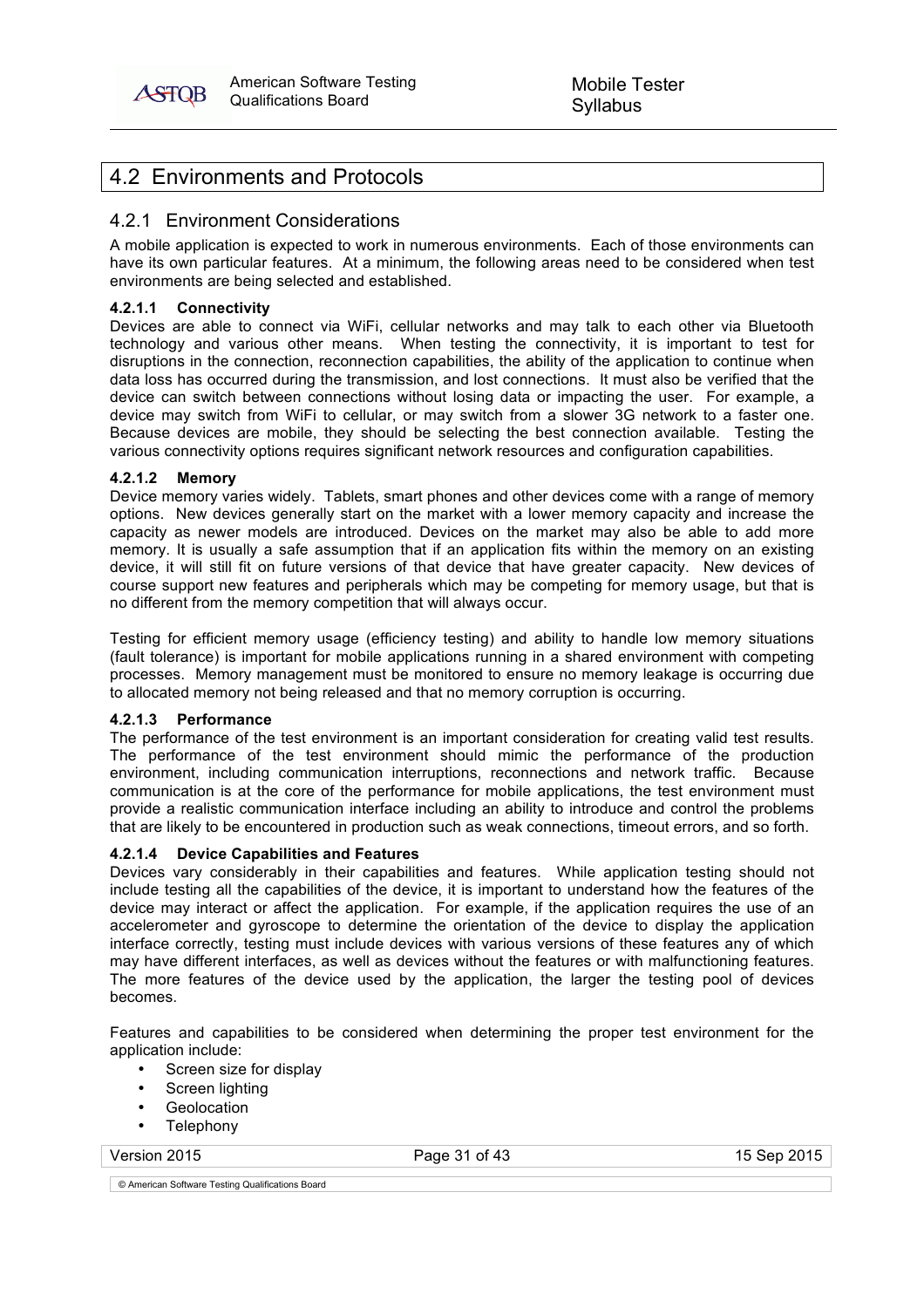## 4.2 Environments and Protocols

### 4.2.1 Environment Considerations

A mobile application is expected to work in numerous environments. Each of those environments can have its own particular features. At a minimum, the following areas need to be considered when test environments are being selected and established.

#### 4.2.1.1 Connectivity

Devices are able to connect via WiFi, cellular networks and may talk to each other via Bluetooth technology and various other means. When testing the connectivity, it is important to test for disruptions in the connection, reconnection capabilities, the ability of the application to continue when data loss has occurred during the transmission, and lost connections. It must also be verified that the device can switch between connections without losing data or impacting the user. For example, a device may switch from WiFi to cellular, or may switch from a slower 3G network to a faster one. Because devices are mobile, they should be selecting the best connection available. Testing the various connectivity options requires significant network resources and configuration capabilities.

#### 4.2.1.2 Memory

Device memory varies widely. Tablets, smart phones and other devices come with a range of memory options. New devices generally start on the market with a lower memory capacity and increase the capacity as newer models are introduced. Devices on the market may also be able to add more memory. It is usually a safe assumption that if an application fits within the memory on an existing device, it will still fit on future versions of that device that have greater capacity. New devices of course support new features and peripherals which may be competing for memory usage, but that is no different from the memory competition that will always occur.

Testing for efficient memory usage (efficiency testing) and ability to handle low memory situations (fault tolerance) is important for mobile applications running in a shared environment with competing processes. Memory management must be monitored to ensure no memory leakage is occurring due to allocated memory not being released and that no memory corruption is occurring.

#### 4.2.1.3 Performance

The performance of the test environment is an important consideration for creating valid test results. The performance of the test environment should mimic the performance of the production environment, including communication interruptions, reconnections and network traffic. Because communication is at the core of the performance for mobile applications, the test environment must provide a realistic communication interface including an ability to introduce and control the problems that are likely to be encountered in production such as weak connections, timeout errors, and so forth.

#### 4.2.1.4 Device Capabilities and Features

Devices vary considerably in their capabilities and features. While application testing should not include testing all the capabilities of the device, it is important to understand how the features of the device may interact or affect the application. For example, if the application requires the use of an accelerometer and gyroscope to determine the orientation of the device to display the application interface correctly, testing must include devices with various versions of these features any of which may have different interfaces, as well as devices without the features or with malfunctioning features. The more features of the device used by the application, the larger the testing pool of devices becomes.

Features and capabilities to be considered when determining the proper test environment for the application include:

- Screen size for display
- Screen lighting
- Geolocation
- Telephony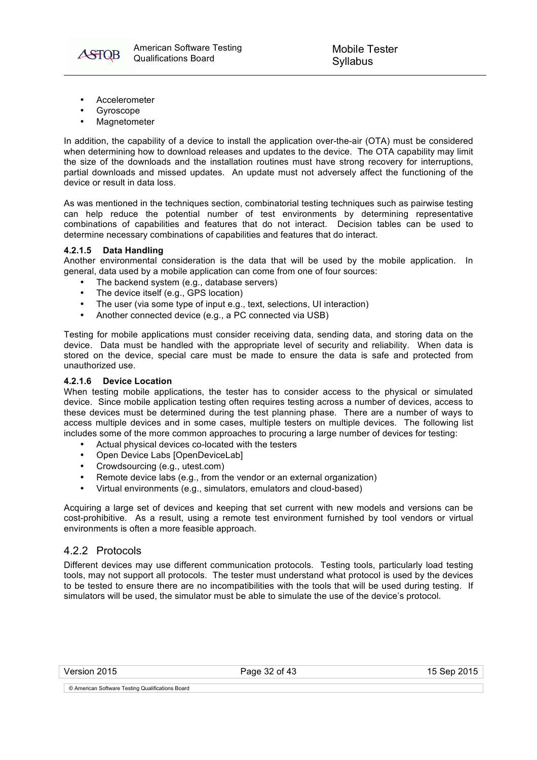- Accelerometer
- Gyroscope
- Magnetometer

In addition, the capability of a device to install the application over-the-air (OTA) must be considered when determining how to download releases and updates to the device. The OTA capability may limit the size of the downloads and the installation routines must have strong recovery for interruptions, partial downloads and missed updates. An update must not adversely affect the functioning of the device or result in data loss.

As was mentioned in the techniques section, combinatorial testing techniques such as pairwise testing can help reduce the potential number of test environments by determining representative combinations of capabilities and features that do not interact. Decision tables can be used to determine necessary combinations of capabilities and features that do interact.

#### 4.2.1.5 Data Handling

Another environmental consideration is the data that will be used by the mobile application. In general, data used by a mobile application can come from one of four sources:

- The backend system (e.g., database servers)
- The device itself (e.g., GPS location)
- The user (via some type of input e.g., text, selections, UI interaction)
- Another connected device (e.g., a PC connected via USB)

Testing for mobile applications must consider receiving data, sending data, and storing data on the device. Data must be handled with the appropriate level of security and reliability. When data is stored on the device, special care must be made to ensure the data is safe and protected from unauthorized use.

#### 4.2.1.6 Device Location

When testing mobile applications, the tester has to consider access to the physical or simulated device. Since mobile application testing often requires testing across a number of devices, access to these devices must be determined during the test planning phase. There are a number of ways to access multiple devices and in some cases, multiple testers on multiple devices. The following list includes some of the more common approaches to procuring a large number of devices for testing:

- Actual physical devices co-located with the testers
- Open Device Labs [OpenDeviceLab]
- Crowdsourcing (e.g., utest.com)
- Remote device labs (e.g., from the vendor or an external organization)
- Virtual environments (e.g., simulators, emulators and cloud-based)

Acquiring a large set of devices and keeping that set current with new models and versions can be cost-prohibitive. As a result, using a remote test environment furnished by tool vendors or virtual environments is often a more feasible approach.

### 4.2.2 Protocols

Different devices may use different communication protocols. Testing tools, particularly load testing tools, may not support all protocols. The tester must understand what protocol is used by the devices to be tested to ensure there are no incompatibilities with the tools that will be used during testing. If simulators will be used, the simulator must be able to simulate the use of the device's protocol.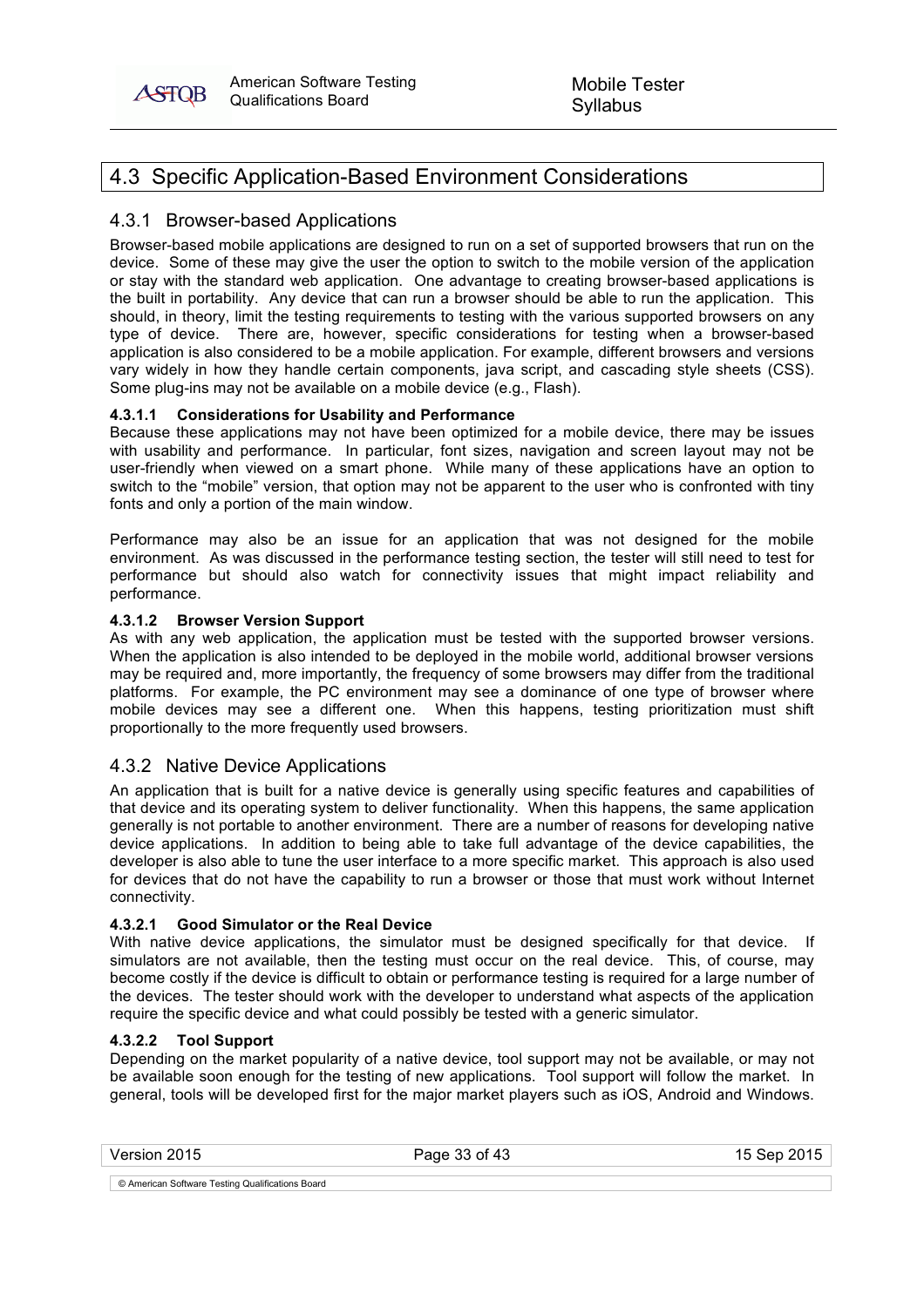## 4.3 Specific Application-Based Environment Considerations

### 4.3.1 Browser-based Applications

Browser-based mobile applications are designed to run on a set of supported browsers that run on the device. Some of these may give the user the option to switch to the mobile version of the application or stay with the standard web application. One advantage to creating browser-based applications is the built in portability. Any device that can run a browser should be able to run the application. This should, in theory, limit the testing requirements to testing with the various supported browsers on any type of device. There are, however, specific considerations for testing when a browser-based application is also considered to be a mobile application. For example, different browsers and versions vary widely in how they handle certain components, java script, and cascading style sheets (CSS). Some plug-ins may not be available on a mobile device (e.g., Flash).

#### 4.3.1.1 Considerations for Usability and Performance

Because these applications may not have been optimized for a mobile device, there may be issues with usability and performance. In particular, font sizes, navigation and screen layout may not be user-friendly when viewed on a smart phone. While many of these applications have an option to switch to the "mobile" version, that option may not be apparent to the user who is confronted with tiny fonts and only a portion of the main window.

Performance may also be an issue for an application that was not designed for the mobile environment. As was discussed in the performance testing section, the tester will still need to test for performance but should also watch for connectivity issues that might impact reliability and performance.

#### 4.3.1.2 Browser Version Support

As with any web application, the application must be tested with the supported browser versions. When the application is also intended to be deployed in the mobile world, additional browser versions may be required and, more importantly, the frequency of some browsers may differ from the traditional platforms. For example, the PC environment may see a dominance of one type of browser where mobile devices may see a different one. When this happens, testing prioritization must shift proportionally to the more frequently used browsers.

### 4.3.2 Native Device Applications

An application that is built for a native device is generally using specific features and capabilities of that device and its operating system to deliver functionality. When this happens, the same application generally is not portable to another environment. There are a number of reasons for developing native device applications. In addition to being able to take full advantage of the device capabilities, the developer is also able to tune the user interface to a more specific market. This approach is also used for devices that do not have the capability to run a browser or those that must work without Internet connectivity.

#### 4.3.2.1 Good Simulator or the Real Device

With native device applications, the simulator must be designed specifically for that device. If simulators are not available, then the testing must occur on the real device. This, of course, may become costly if the device is difficult to obtain or performance testing is required for a large number of the devices. The tester should work with the developer to understand what aspects of the application require the specific device and what could possibly be tested with a generic simulator.

#### 4.3.2.2 Tool Support

Depending on the market popularity of a native device, tool support may not be available, or may not be available soon enough for the testing of new applications. Tool support will follow the market. In general, tools will be developed first for the major market players such as iOS, Android and Windows.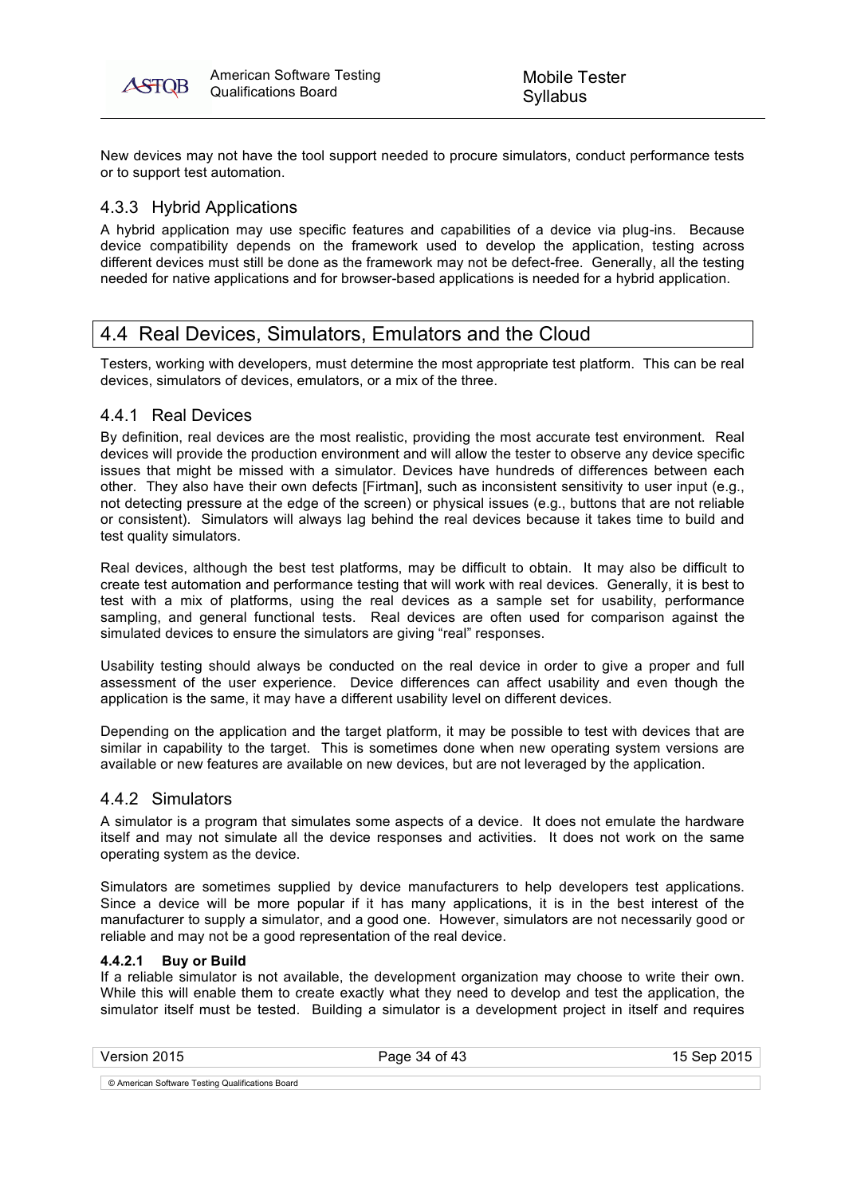New devices may not have the tool support needed to procure simulators, conduct performance tests or to support test automation.

### 4.3.3 Hybrid Applications

A hybrid application may use specific features and capabilities of a device via plug-ins. Because device compatibility depends on the framework used to develop the application, testing across different devices must still be done as the framework may not be defect-free. Generally, all the testing needed for native applications and for browser-based applications is needed for a hybrid application.

## 4.4 Real Devices, Simulators, Emulators and the Cloud

Testers, working with developers, must determine the most appropriate test platform. This can be real devices, simulators of devices, emulators, or a mix of the three.

### 4.4.1 Real Devices

By definition, real devices are the most realistic, providing the most accurate test environment. Real devices will provide the production environment and will allow the tester to observe any device specific issues that might be missed with a simulator. Devices have hundreds of differences between each other. They also have their own defects [Firtman], such as inconsistent sensitivity to user input (e.g., not detecting pressure at the edge of the screen) or physical issues (e.g., buttons that are not reliable or consistent). Simulators will always lag behind the real devices because it takes time to build and test quality simulators.

Real devices, although the best test platforms, may be difficult to obtain. It may also be difficult to create test automation and performance testing that will work with real devices. Generally, it is best to test with a mix of platforms, using the real devices as a sample set for usability, performance sampling, and general functional tests. Real devices are often used for comparison against the simulated devices to ensure the simulators are giving "real" responses.

Usability testing should always be conducted on the real device in order to give a proper and full assessment of the user experience. Device differences can affect usability and even though the application is the same, it may have a different usability level on different devices.

Depending on the application and the target platform, it may be possible to test with devices that are similar in capability to the target. This is sometimes done when new operating system versions are available or new features are available on new devices, but are not leveraged by the application.

### 4.4.2 Simulators

A simulator is a program that simulates some aspects of a device. It does not emulate the hardware itself and may not simulate all the device responses and activities. It does not work on the same operating system as the device.

Simulators are sometimes supplied by device manufacturers to help developers test applications. Since a device will be more popular if it has many applications, it is in the best interest of the manufacturer to supply a simulator, and a good one. However, simulators are not necessarily good or reliable and may not be a good representation of the real device.

#### 4.4.2.1 Buy or Build

If a reliable simulator is not available, the development organization may choose to write their own. While this will enable them to create exactly what they need to develop and test the application, the simulator itself must be tested. Building a simulator is a development project in itself and requires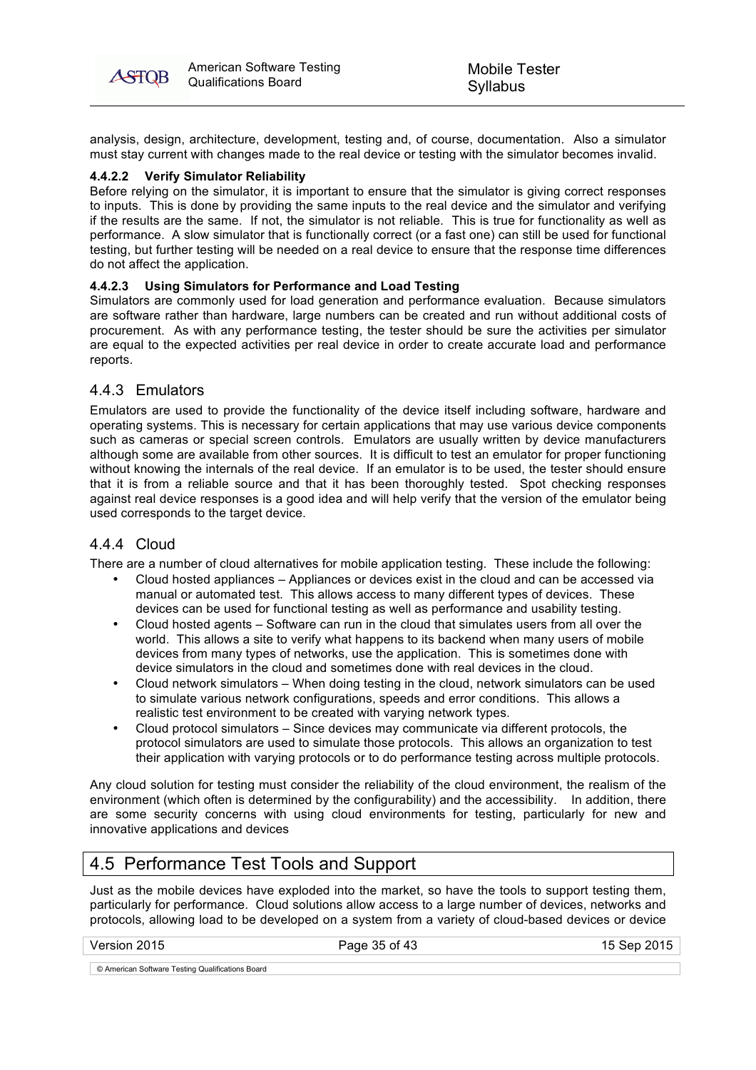analysis, design, architecture, development, testing and, of course, documentation. Also a simulator must stay current with changes made to the real device or testing with the simulator becomes invalid.

#### 4.4.2.2 Verify Simulator Reliability

Before relying on the simulator, it is important to ensure that the simulator is giving correct responses to inputs. This is done by providing the same inputs to the real device and the simulator and verifying if the results are the same. If not, the simulator is not reliable. This is true for functionality as well as performance. A slow simulator that is functionally correct (or a fast one) can still be used for functional testing, but further testing will be needed on a real device to ensure that the response time differences do not affect the application.

#### 4.4.2.3 Using Simulators for Performance and Load Testing

Simulators are commonly used for load generation and performance evaluation. Because simulators are software rather than hardware, large numbers can be created and run without additional costs of procurement. As with any performance testing, the tester should be sure the activities per simulator are equal to the expected activities per real device in order to create accurate load and performance reports.

### 4.4.3 Emulators

Emulators are used to provide the functionality of the device itself including software, hardware and operating systems. This is necessary for certain applications that may use various device components such as cameras or special screen controls. Emulators are usually written by device manufacturers although some are available from other sources. It is difficult to test an emulator for proper functioning without knowing the internals of the real device. If an emulator is to be used, the tester should ensure that it is from a reliable source and that it has been thoroughly tested. Spot checking responses against real device responses is a good idea and will help verify that the version of the emulator being used corresponds to the target device.

### 4.4.4 Cloud

There are a number of cloud alternatives for mobile application testing. These include the following:

- Cloud hosted appliances – Appliances or devices exist in the cloud and can be accessed via manual or automated test. This allows access to many different types of devices. These devices can be used for functional testing as well as performance and usability testing.
- Cloud hosted agents – Software can run in the cloud that simulates users from all over the world. This allows a site to verify what happens to its backend when many users of mobile devices from many types of networks, use the application. This is sometimes done with device simulators in the cloud and sometimes done with real devices in the cloud.
- Cloud network simulators – When doing testing in the cloud, network simulators can be used to simulate various network configurations, speeds and error conditions. This allows a realistic test environment to be created with varying network types.
- Cloud protocol simulators – Since devices may communicate via different protocols, the protocol simulators are used to simulate those protocols. This allows an organization to test their application with varying protocols or to do performance testing across multiple protocols.

Any cloud solution for testing must consider the reliability of the cloud environment, the realism of the environment (which often is determined by the configurability) and the accessibility. In addition, there are some security concerns with using cloud environments for testing, particularly for new and innovative applications and devices

## 4.5 Performance Test Tools and Support

Just as the mobile devices have exploded into the market, so have the tools to support testing them, particularly for performance. Cloud solutions allow access to a large number of devices, networks and protocols, allowing load to be developed on a system from a variety of cloud-based devices or device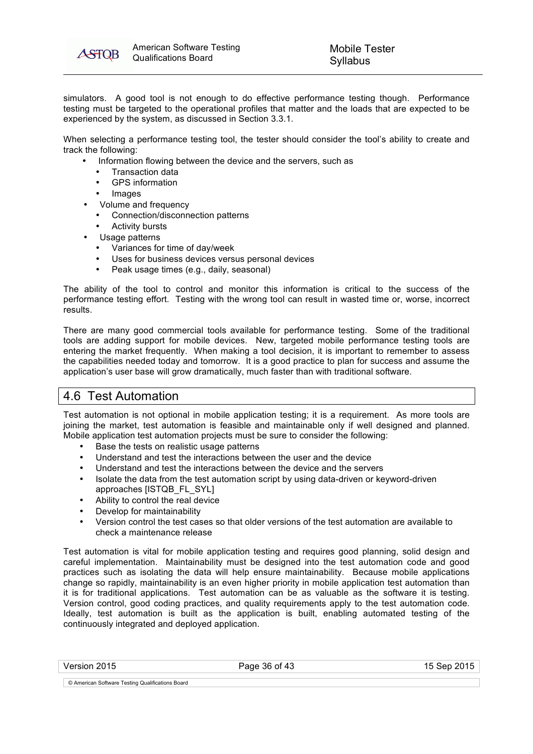simulators. A good tool is not enough to do effective performance testing though. Performance testing must be targeted to the operational profiles that matter and the loads that are expected to be experienced by the system, as discussed in Section 3.3.1.

When selecting a performance testing tool, the tester should consider the tool's ability to create and track the following:

- Information flowing between the device and the servers, such as
  - Transaction data
  - GPS information
  - Images
- Volume and frequency
  - Connection/disconnection patterns
  - Activity bursts
- Usage patterns
  - Variances for time of day/week
  - Uses for business devices versus personal devices
  - Peak usage times (e.g., daily, seasonal)

The ability of the tool to control and monitor this information is critical to the success of the performance testing effort. Testing with the wrong tool can result in wasted time or, worse, incorrect results.

There are many good commercial tools available for performance testing. Some of the traditional tools are adding support for mobile devices. New, targeted mobile performance testing tools are entering the market frequently. When making a tool decision, it is important to remember to assess the capabilities needed today and tomorrow. It is a good practice to plan for success and assume the application's user base will grow dramatically, much faster than with traditional software.

## 4.6 Test Automation

Test automation is not optional in mobile application testing; it is a requirement. As more tools are joining the market, test automation is feasible and maintainable only if well designed and planned. Mobile application test automation projects must be sure to consider the following:

- Base the tests on realistic usage patterns
- Understand and test the interactions between the user and the device
- Understand and test the interactions between the device and the servers
- Isolate the data from the test automation script by using data-driven or keyword-driven approaches [ISTQB_FL_SYL]
- Ability to control the real device
- Develop for maintainability
- Version control the test cases so that older versions of the test automation are available to check a maintenance release

Test automation is vital for mobile application testing and requires good planning, solid design and careful implementation. Maintainability must be designed into the test automation code and good practices such as isolating the data will help ensure maintainability. Because mobile applications change so rapidly, maintainability is an even higher priority in mobile application test automation than it is for traditional applications. Test automation can be as valuable as the software it is testing. Version control, good coding practices, and quality requirements apply to the test automation code. Ideally, test automation is built as the application is built, enabling automated testing of the continuously integrated and deployed application.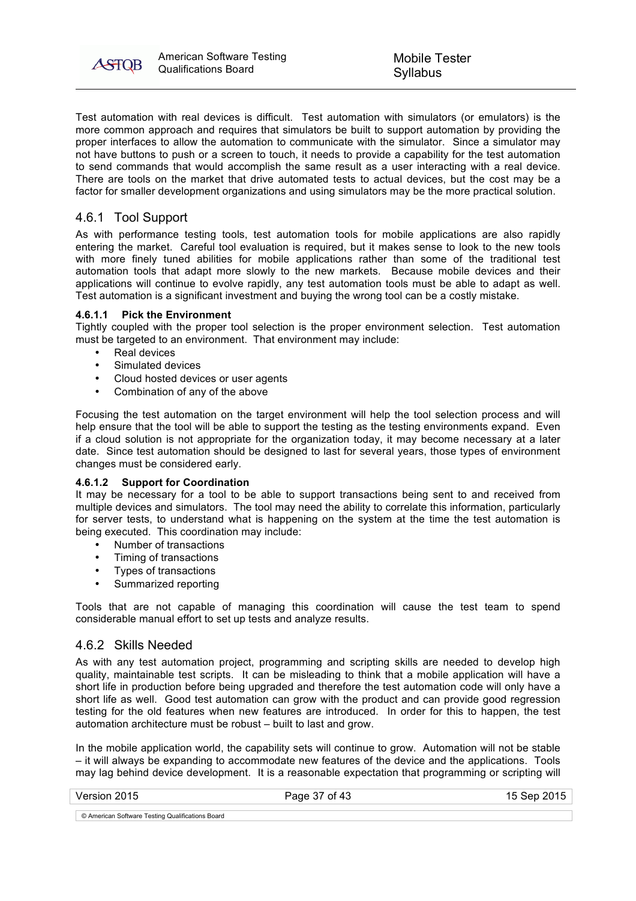Test automation with real devices is difficult. Test automation with simulators (or emulators) is the more common approach and requires that simulators be built to support automation by providing the proper interfaces to allow the automation to communicate with the simulator. Since a simulator may not have buttons to push or a screen to touch, it needs to provide a capability for the test automation to send commands that would accomplish the same result as a user interacting with a real device. There are tools on the market that drive automated tests to actual devices, but the cost may be a factor for smaller development organizations and using simulators may be the more practical solution.

## 4.6.1 Tool Support

As with performance testing tools, test automation tools for mobile applications are also rapidly entering the market. Careful tool evaluation is required, but it makes sense to look to the new tools with more finely tuned abilities for mobile applications rather than some of the traditional test automation tools that adapt more slowly to the new markets. Because mobile devices and their applications will continue to evolve rapidly, any test automation tools must be able to adapt as well. Test automation is a significant investment and buying the wrong tool can be a costly mistake.

#### 4.6.1.1 Pick the Environment

Tightly coupled with the proper tool selection is the proper environment selection. Test automation must be targeted to an environment. That environment may include:

- Real devices
- Simulated devices
- Cloud hosted devices or user agents
- Combination of any of the above

Focusing the test automation on the target environment will help the tool selection process and will help ensure that the tool will be able to support the testing as the testing environments expand. Even if a cloud solution is not appropriate for the organization today, it may become necessary at a later date. Since test automation should be designed to last for several years, those types of environment changes must be considered early.

#### 4.6.1.2 Support for Coordination

It may be necessary for a tool to be able to support transactions being sent to and received from multiple devices and simulators. The tool may need the ability to correlate this information, particularly for server tests, to understand what is happening on the system at the time the test automation is being executed. This coordination may include:

- Number of transactions
- Timing of transactions
- Types of transactions
- Summarized reporting

Tools that are not capable of managing this coordination will cause the test team to spend considerable manual effort to set up tests and analyze results.

## 4.6.2 Skills Needed

As with any test automation project, programming and scripting skills are needed to develop high quality, maintainable test scripts. It can be misleading to think that a mobile application will have a short life in production before being upgraded and therefore the test automation code will only have a short life as well. Good test automation can grow with the product and can provide good regression testing for the old features when new features are introduced. In order for this to happen, the test automation architecture must be robust – built to last and grow.

In the mobile application world, the capability sets will continue to grow. Automation will not be stable – it will always be expanding to accommodate new features of the device and the applications. Tools may lag behind device development. It is a reasonable expectation that programming or scripting will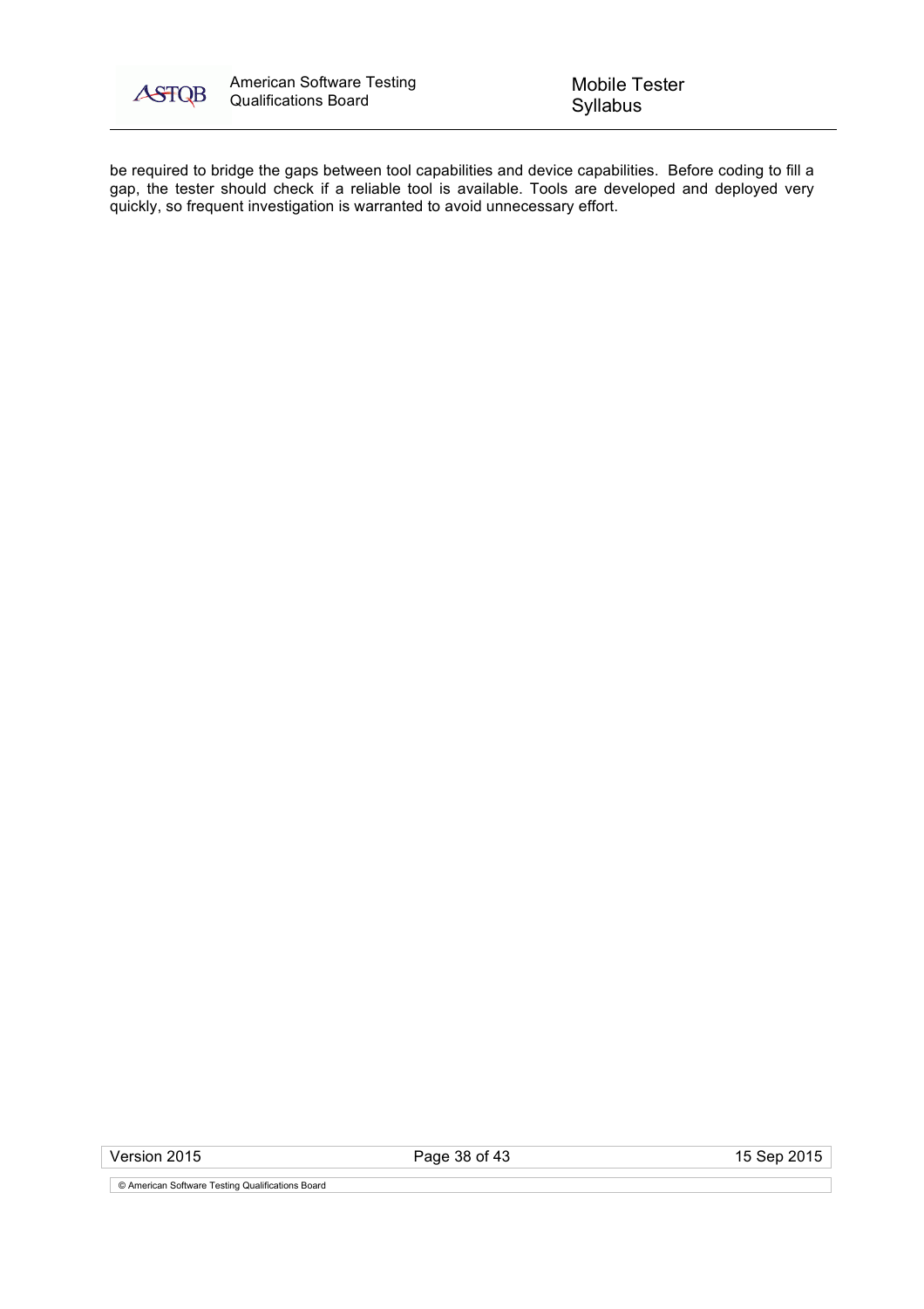be required to bridge the gaps between tool capabilities and device capabilities. Before coding to fill a gap, the tester should check if a reliable tool is available. Tools are developed and deployed very quickly, so frequent investigation is warranted to avoid unnecessary effort.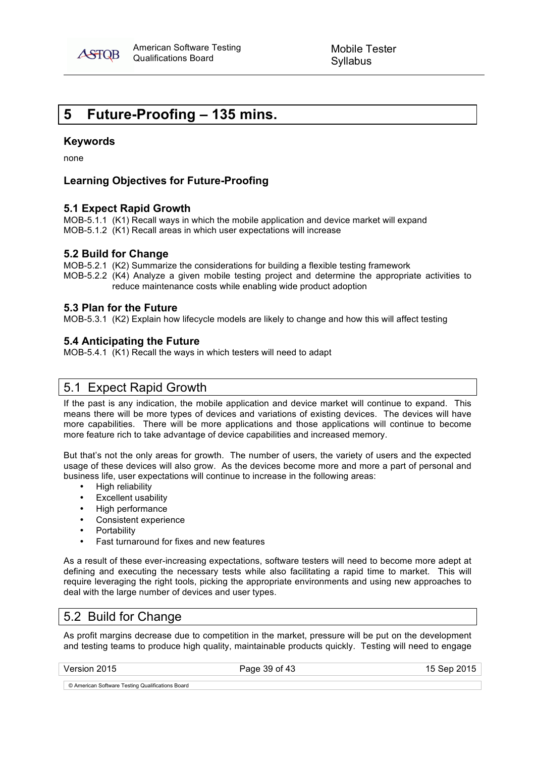# 5 Future-Proofing – 135 mins.

### Keywords

none

### Learning Objectives for Future-Proofing

#### 5.1 Expect Rapid Growth

MOB-5.1.1 (K1) Recall ways in which the mobile application and device market will expand
MOB-5.1.2 (K1) Recall areas in which user expectations will increase

#### 5.2 Build for Change

MOB-5.2.1 (K2) Summarize the considerations for building a flexible testing framework
MOB-5.2.2 (K4) Analyze a given mobile testing project and determine the appropriate activities to reduce maintenance costs while enabling wide product adoption

#### 5.3 Plan for the Future

MOB-5.3.1 (K2) Explain how lifecycle models are likely to change and how this will affect testing

#### 5.4 Anticipating the Future

MOB-5.4.1 (K1) Recall the ways in which testers will need to adapt

## 5.1 Expect Rapid Growth

If the past is any indication, the mobile application and device market will continue to expand. This means there will be more types of devices and variations of existing devices. The devices will have more capabilities. There will be more applications and those applications will continue to become more feature rich to take advantage of device capabilities and increased memory.

But that's not the only areas for growth. The number of users, the variety of users and the expected usage of these devices will also grow. As the devices become more and more a part of personal and business life, user expectations will continue to increase in the following areas:

- High reliability
- Excellent usability
- High performance
- Consistent experience
- Portability
- Fast turnaround for fixes and new features

As a result of these ever-increasing expectations, software testers will need to become more adept at defining and executing the necessary tests while also facilitating a rapid time to market. This will require leveraging the right tools, picking the appropriate environments and using new approaches to deal with the large number of devices and user types.

## 5.2 Build for Change

As profit margins decrease due to competition in the market, pressure will be put on the development and testing teams to produce high quality, maintainable products quickly. Testing will need to engage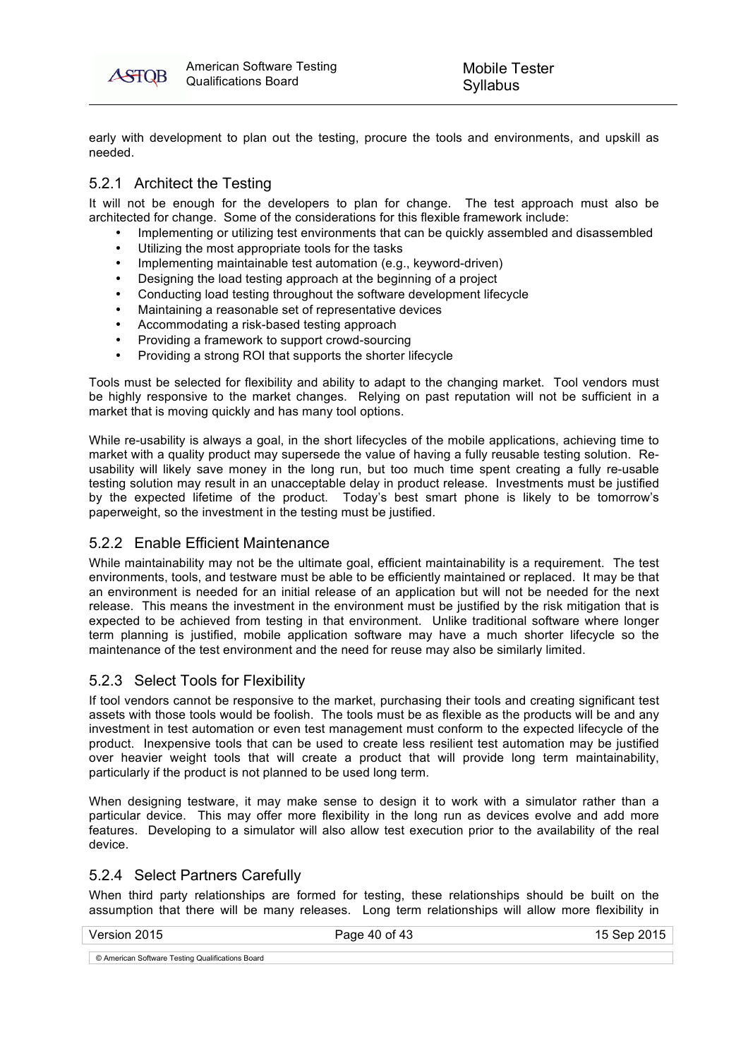early with development to plan out the testing, procure the tools and environments, and upskill as needed.

### 5.2.1 Architect the Testing

It will not be enough for the developers to plan for change. The test approach must also be architected for change. Some of the considerations for this flexible framework include:

- Implementing or utilizing test environments that can be quickly assembled and disassembled
- Utilizing the most appropriate tools for the tasks
- Implementing maintainable test automation (e.g., keyword-driven)
- Designing the load testing approach at the beginning of a project
- Conducting load testing throughout the software development lifecycle
- Maintaining a reasonable set of representative devices
- Accommodating a risk-based testing approach
- Providing a framework to support crowd-sourcing
- Providing a strong ROI that supports the shorter lifecycle

Tools must be selected for flexibility and ability to adapt to the changing market. Tool vendors must be highly responsive to the market changes. Relying on past reputation will not be sufficient in a market that is moving quickly and has many tool options.

While re-usability is always a goal, in the short lifecycles of the mobile applications, achieving time to market with a quality product may supersede the value of having a fully reusable testing solution. Re-usability will likely save money in the long run, but too much time spent creating a fully re-usable testing solution may result in an unacceptable delay in product release. Investments must be justified by the expected lifetime of the product. Today's best smart phone is likely to be tomorrow's paperweight, so the investment in the testing must be justified.

### 5.2.2 Enable Efficient Maintenance

While maintainability may not be the ultimate goal, efficient maintainability is a requirement. The test environments, tools, and testware must be able to be efficiently maintained or replaced. It may be that an environment is needed for an initial release of an application but will not be needed for the next release. This means the investment in the environment must be justified by the risk mitigation that is expected to be achieved from testing in that environment. Unlike traditional software where longer term planning is justified, mobile application software may have a much shorter lifecycle so the maintenance of the test environment and the need for reuse may also be similarly limited.

### 5.2.3 Select Tools for Flexibility

If tool vendors cannot be responsive to the market, purchasing their tools and creating significant test assets with those tools would be foolish. The tools must be as flexible as the products will be and any investment in test automation or even test management must conform to the expected lifecycle of the product. Inexpensive tools that can be used to create less resilient test automation may be justified over heavier weight tools that will create a product that will provide long term maintainability, particularly if the product is not planned to be used long term.

When designing testware, it may make sense to design it to work with a simulator rather than a particular device. This may offer more flexibility in the long run as devices evolve and add more features. Developing to a simulator will also allow test execution prior to the availability of the real device.

### 5.2.4 Select Partners Carefully

When third party relationships are formed for testing, these relationships should be built on the assumption that there will be many releases. Long term relationships will allow more flexibility in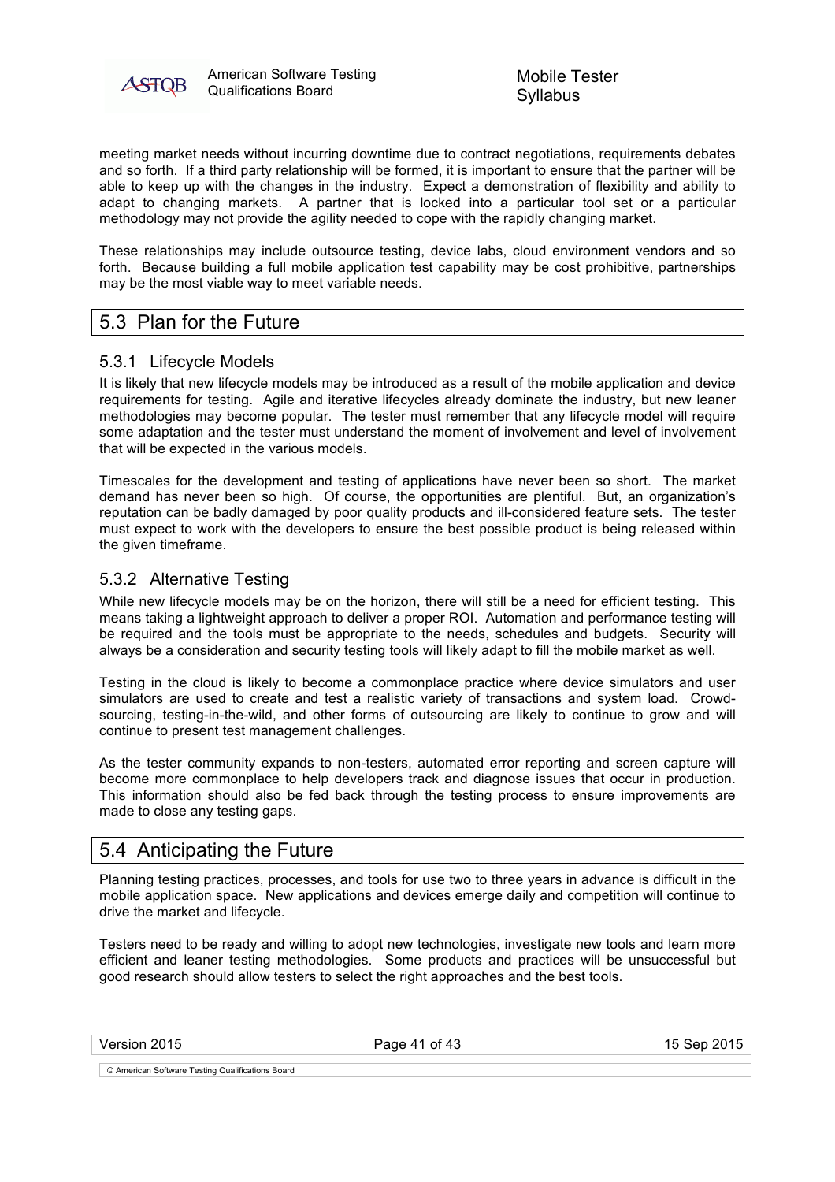meeting market needs without incurring downtime due to contract negotiations, requirements debates and so forth. If a third party relationship will be formed, it is important to ensure that the partner will be able to keep up with the changes in the industry. Expect a demonstration of flexibility and ability to adapt to changing markets. A partner that is locked into a particular tool set or a particular methodology may not provide the agility needed to cope with the rapidly changing market.

These relationships may include outsource testing, device labs, cloud environment vendors and so forth. Because building a full mobile application test capability may be cost prohibitive, partnerships may be the most viable way to meet variable needs.

## 5.3 Plan for the Future

### 5.3.1 Lifecycle Models

It is likely that new lifecycle models may be introduced as a result of the mobile application and device requirements for testing. Agile and iterative lifecycles already dominate the industry, but new leaner methodologies may become popular. The tester must remember that any lifecycle model will require some adaptation and the tester must understand the moment of involvement and level of involvement that will be expected in the various models.

Timescales for the development and testing of applications have never been so short. The market demand has never been so high. Of course, the opportunities are plentiful. But, an organization's reputation can be badly damaged by poor quality products and ill-considered feature sets. The tester must expect to work with the developers to ensure the best possible product is being released within the given timeframe.

### 5.3.2 Alternative Testing

While new lifecycle models may be on the horizon, there will still be a need for efficient testing. This means taking a lightweight approach to deliver a proper ROI. Automation and performance testing will be required and the tools must be appropriate to the needs, schedules and budgets. Security will always be a consideration and security testing tools will likely adapt to fill the mobile market as well.

Testing in the cloud is likely to become a commonplace practice where device simulators and user simulators are used to create and test a realistic variety of transactions and system load. Crowd-sourcing, testing-in-the-wild, and other forms of outsourcing are likely to continue to grow and will continue to present test management challenges.

As the tester community expands to non-testers, automated error reporting and screen capture will become more commonplace to help developers track and diagnose issues that occur in production. This information should also be fed back through the testing process to ensure improvements are made to close any testing gaps.

## 5.4 Anticipating the Future

Planning testing practices, processes, and tools for use two to three years in advance is difficult in the mobile application space. New applications and devices emerge daily and competition will continue to drive the market and lifecycle.

Testers need to be ready and willing to adopt new technologies, investigate new tools and learn more efficient and leaner testing methodologies. Some products and practices will be unsuccessful but good research should allow testers to select the right approaches and the best tools.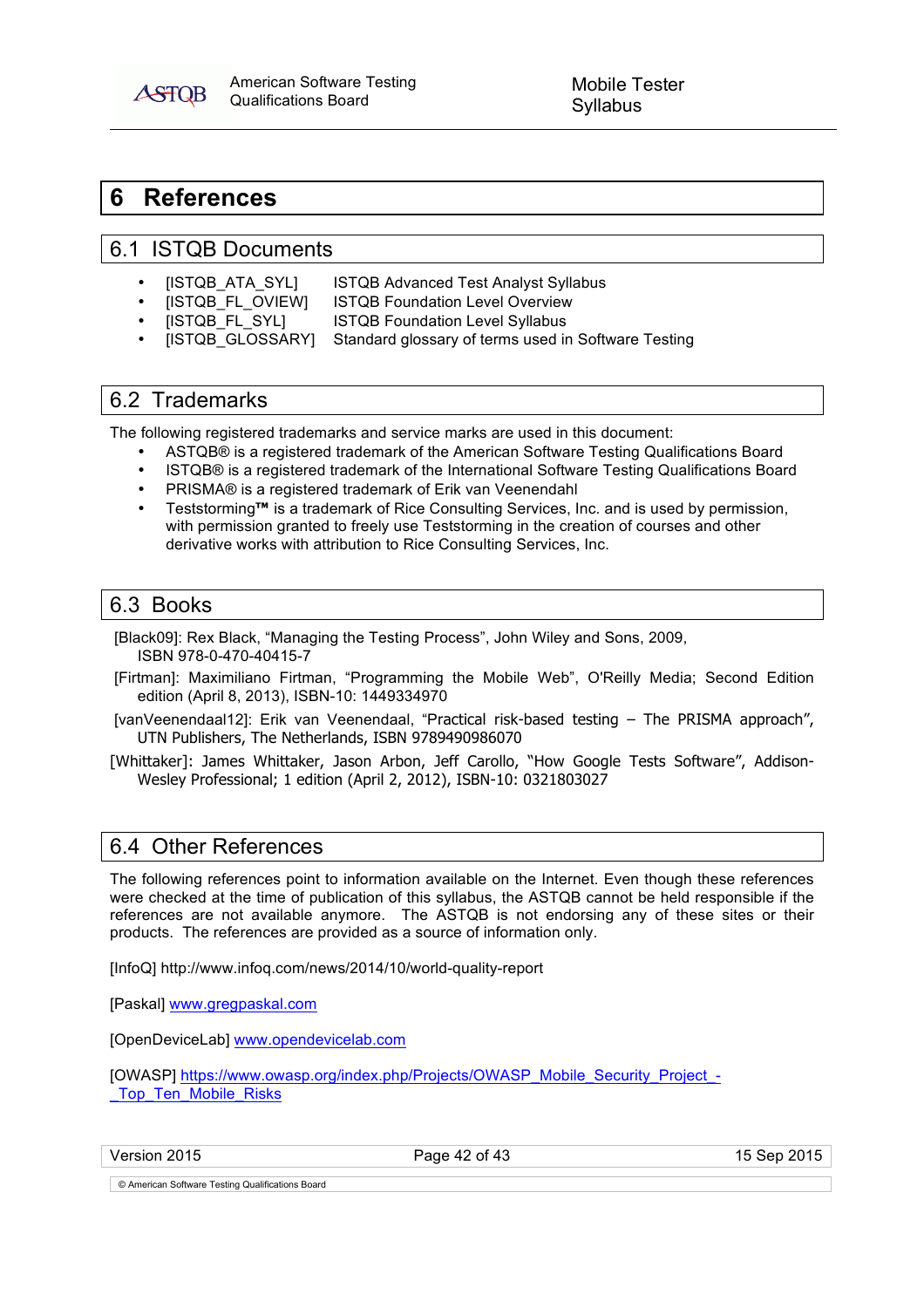# 6 References

## 6.1 ISTQB Documents

- [ISTQB_ATA_SYL] ISTQB Advanced Test Analyst Syllabus
- [ISTQB_FL_OVIEW] ISTQB Foundation Level Overview
- [ISTQB_FL_SYL] ISTQB Foundation Level Syllabus
- [ISTQB_GLOSSARY] Standard glossary of terms used in Software Testing

## 6.2 Trademarks

The following registered trademarks and service marks are used in this document:

- ASTQB® is a registered trademark of the American Software Testing Qualifications Board
- ISTQB® is a registered trademark of the International Software Testing Qualifications Board
- PRISMA® is a registered trademark of Erik van Veenendahl
- Teststorming**™** is a trademark of Rice Consulting Services, Inc. and is used by permission, with permission granted to freely use Teststorming in the creation of courses and other derivative works with attribution to Rice Consulting Services, Inc.

## 6.3 Books

[Black09]: Rex Black, "Managing the Testing Process", John Wiley and Sons, 2009, ISBN 978-0-470-40415-7

[Firtman]: Maximiliano Firtman, "Programming the Mobile Web", O'Reilly Media; Second Edition edition (April 8, 2013), ISBN-10: 1449334970

[vanVeenendaal12]: Erik van Veenendaal, "Practical risk-based testing – The PRISMA approach", UTN Publishers, The Netherlands, ISBN 9789490986070

[Whittaker]: James Whittaker, Jason Arbon, Jeff Carollo, "How Google Tests Software", Addison-Wesley Professional; 1 edition (April 2, 2012), ISBN-10: 0321803027

## 6.4 Other References

The following references point to information available on the Internet. Even though these references were checked at the time of publication of this syllabus, the ASTQB cannot be held responsible if the references are not available anymore. The ASTQB is not endorsing any of these sites or their products. The references are provided as a source of information only.

[InfoQ] http://www.infoq.com/news/2014/10/world-quality-report

[Paskal] www.gregpaskal.com

[OpenDeviceLab] www.opendevicelab.com

[OWASP] https://www.owasp.org/index.php/Projects/OWASP_Mobile_Security_Project_-_Top_Ten_Mobile_Risks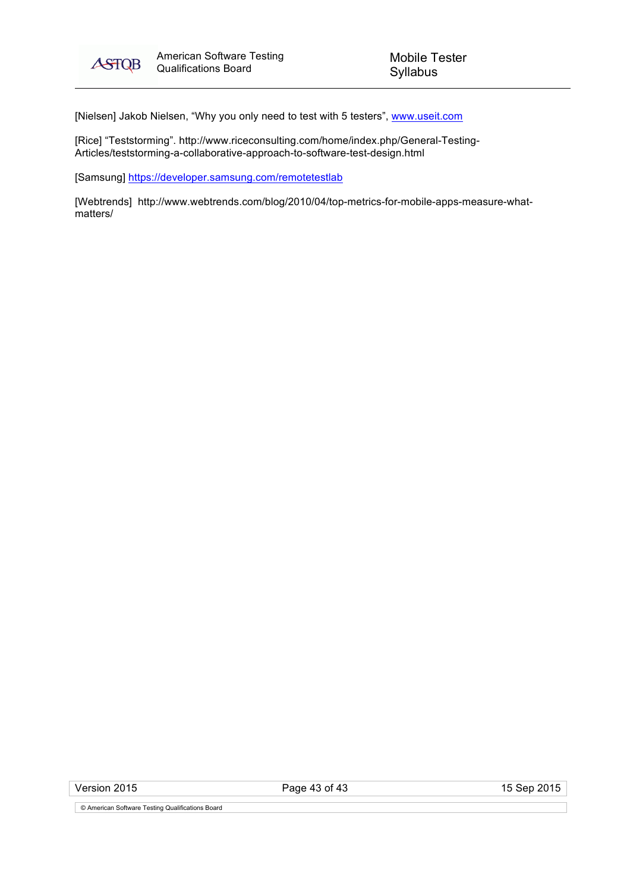[Nielsen] Jakob Nielsen, "Why you only need to test with 5 testers", www.useit.com

[Rice] "Teststorming". http://www.riceconsulting.com/home/index.php/General-Testing-Articles/teststorming-a-collaborative-approach-to-software-test-design.html

[Samsung] https://developer.samsung.com/remotetestlab

[Webtrends] http://www.webtrends.com/blog/2010/04/top-metrics-for-mobile-apps-measure-what-matters/